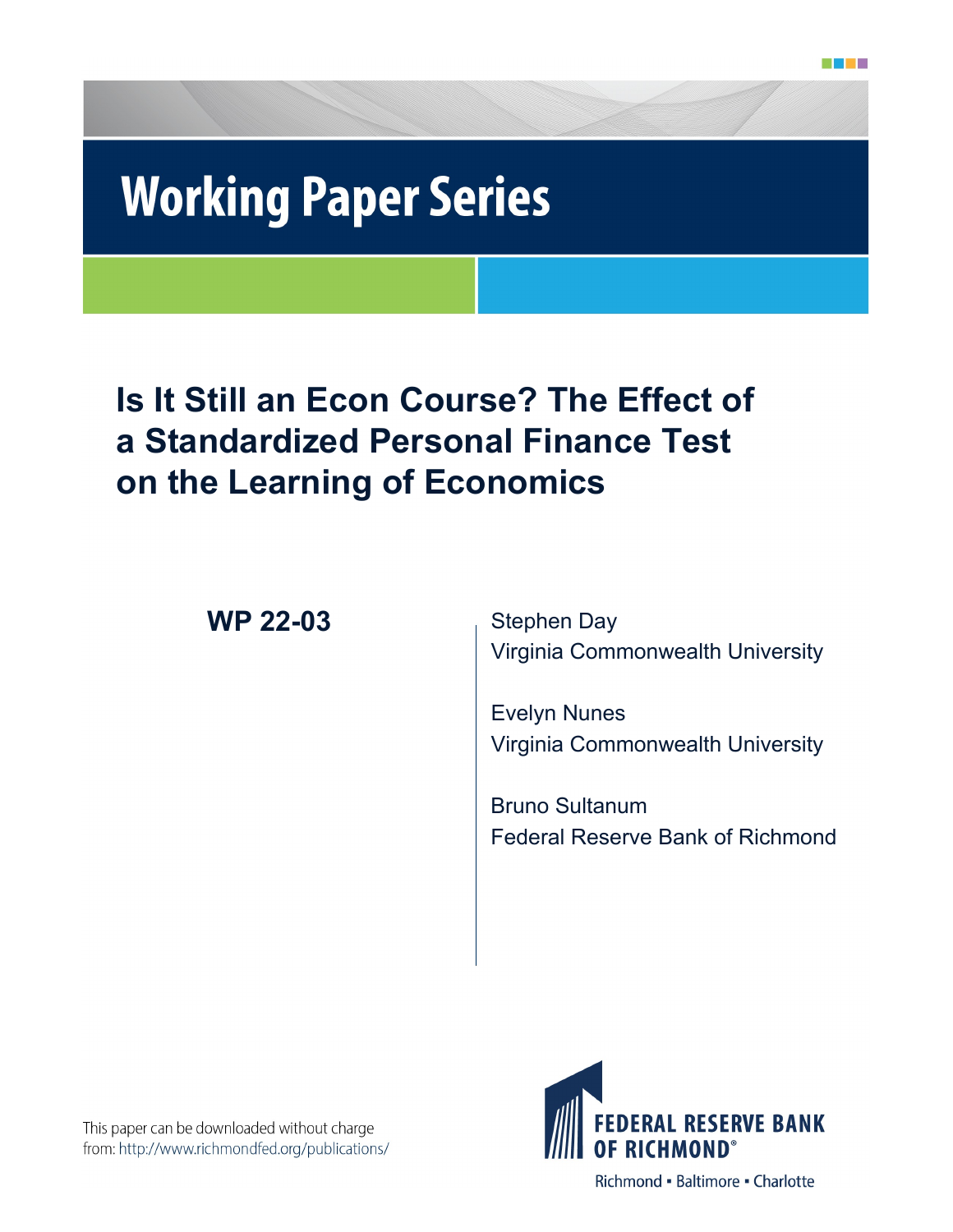# Working Paper Series

## Is It Still an Econ Course? The Effect of a Standardized Personal Finance Test on the Learning of Economics

**WP 22-03**

Stephen Day
Virginia Commonwealth University

Evelyn Nunes
Virginia Commonwealth University

Bruno Sultanum
Federal Reserve Bank of Richmond

This paper can be downloaded without charge from: http://www.richmondfed.org/publications/

FEDERAL RESERVE BANK OF RICHMOND®
Richmond ▪ Baltimore ▪ Charlotte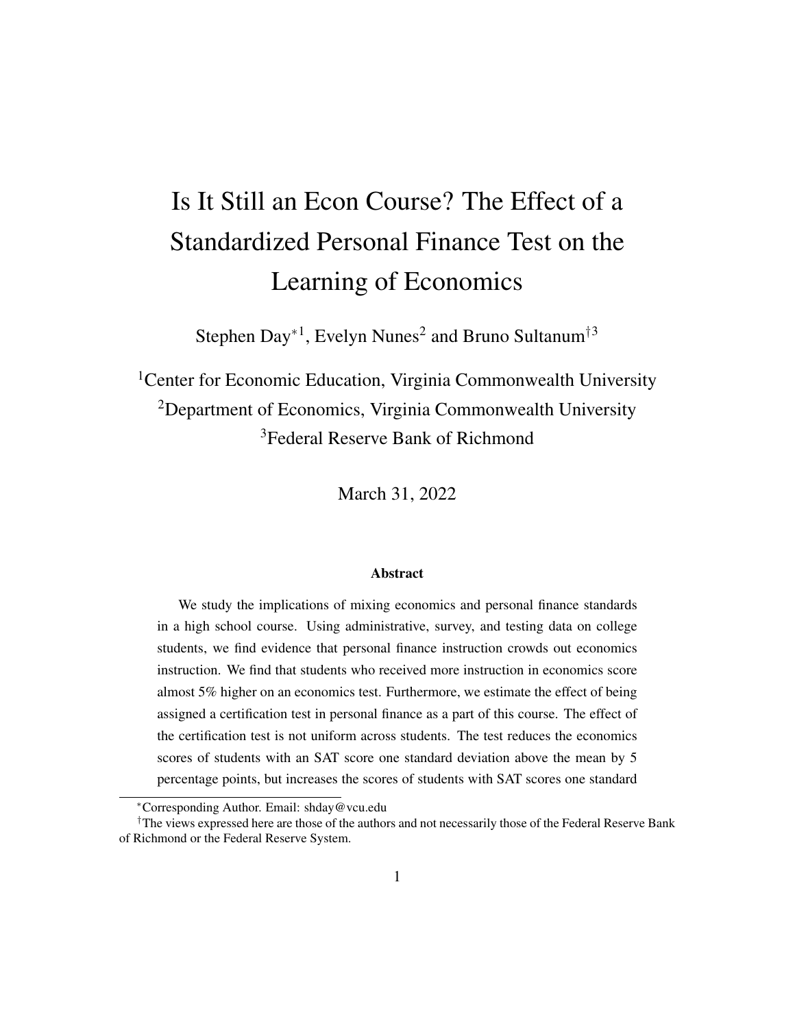# Is It Still an Econ Course? The Effect of a Standardized Personal Finance Test on the Learning of Economics

Stephen Day*[1], Evelyn Nunes[2] and Bruno Sultanum†[3]

[1]Center for Economic Education, Virginia Commonwealth University
[2]Department of Economics, Virginia Commonwealth University
[3]Federal Reserve Bank of Richmond

March 31, 2022

### Abstract

We study the implications of mixing economics and personal finance standards in a high school course. Using administrative, survey, and testing data on college students, we find evidence that personal finance instruction crowds out economics instruction. We find that students who received more instruction in economics score almost 5% higher on an economics test. Furthermore, we estimate the effect of being assigned a certification test in personal finance as a part of this course. The effect of the certification test is not uniform across students. The test reduces the economics scores of students with an SAT score one standard deviation above the mean by 5 percentage points, but increases the scores of students with SAT scores one standard

*Corresponding Author. Email: shday@vcu.edu

†The views expressed here are those of the authors and not necessarily those of the Federal Reserve Bank of Richmond or the Federal Reserve System.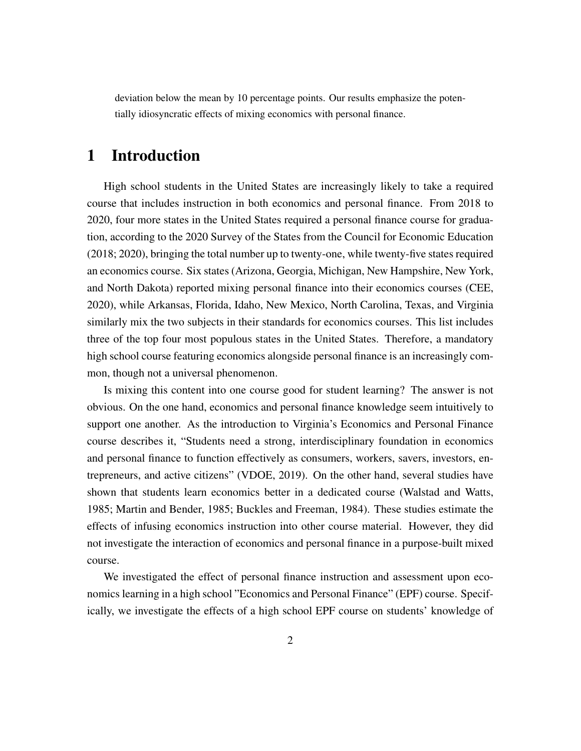deviation below the mean by 10 percentage points. Our results emphasize the potentially idiosyncratic effects of mixing economics with personal finance.

# 1 Introduction

High school students in the United States are increasingly likely to take a required course that includes instruction in both economics and personal finance. From 2018 to 2020, four more states in the United States required a personal finance course for graduation, according to the 2020 Survey of the States from the Council for Economic Education (2018; 2020), bringing the total number up to twenty-one, while twenty-five states required an economics course. Six states (Arizona, Georgia, Michigan, New Hampshire, New York, and North Dakota) reported mixing personal finance into their economics courses (CEE, 2020), while Arkansas, Florida, Idaho, New Mexico, North Carolina, Texas, and Virginia similarly mix the two subjects in their standards for economics courses. This list includes three of the top four most populous states in the United States. Therefore, a mandatory high school course featuring economics alongside personal finance is an increasingly common, though not a universal phenomenon.

Is mixing this content into one course good for student learning? The answer is not obvious. On the one hand, economics and personal finance knowledge seem intuitively to support one another. As the introduction to Virginia's Economics and Personal Finance course describes it, "Students need a strong, interdisciplinary foundation in economics and personal finance to function effectively as consumers, workers, savers, investors, entrepreneurs, and active citizens" (VDOE, 2019). On the other hand, several studies have shown that students learn economics better in a dedicated course (Walstad and Watts, 1985; Martin and Bender, 1985; Buckles and Freeman, 1984). These studies estimate the effects of infusing economics instruction into other course material. However, they did not investigate the interaction of economics and personal finance in a purpose-built mixed course.

We investigated the effect of personal finance instruction and assessment upon economics learning in a high school "Economics and Personal Finance" (EPF) course. Specifically, we investigate the effects of a high school EPF course on students' knowledge of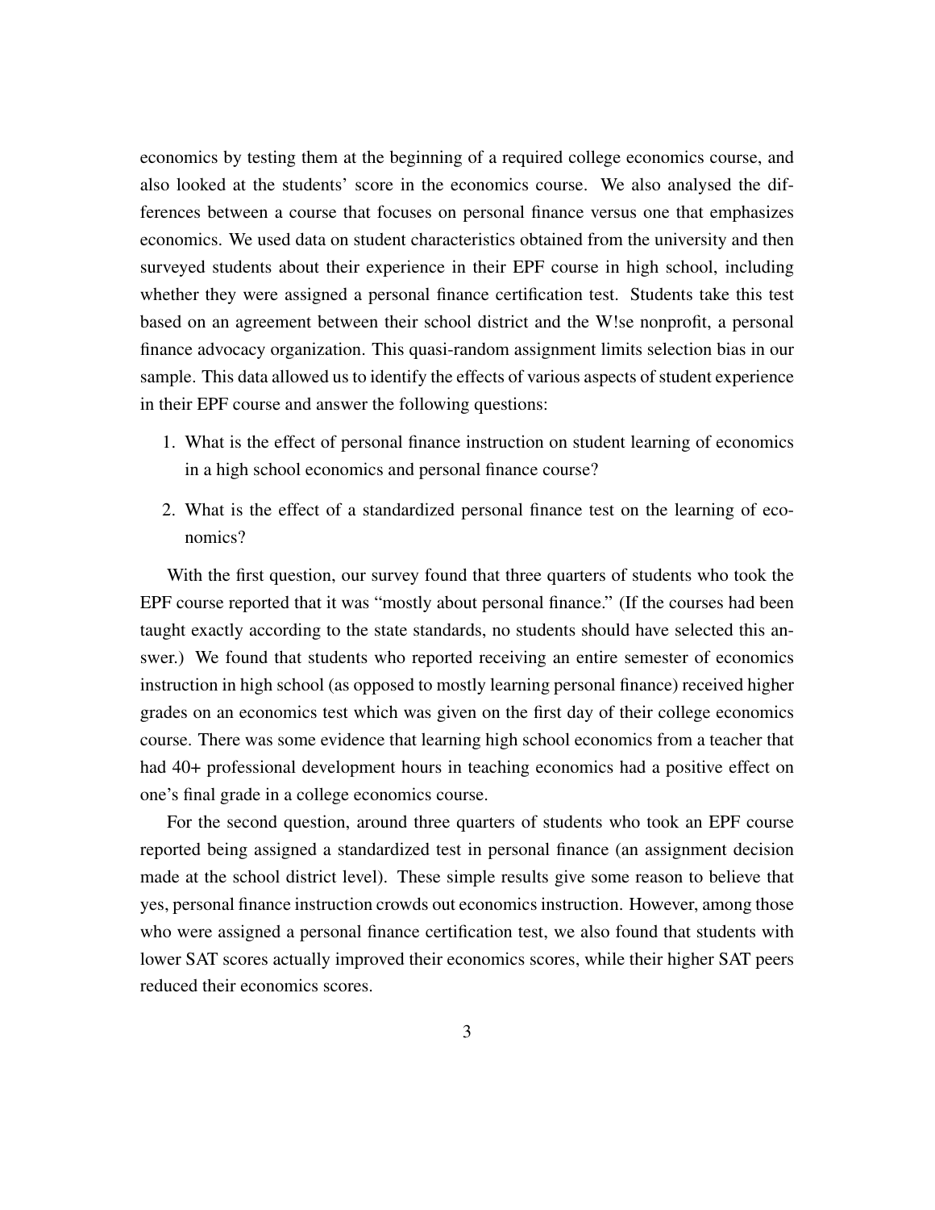economics by testing them at the beginning of a required college economics course, and also looked at the students' score in the economics course. We also analysed the differences between a course that focuses on personal finance versus one that emphasizes economics. We used data on student characteristics obtained from the university and then surveyed students about their experience in their EPF course in high school, including whether they were assigned a personal finance certification test. Students take this test based on an agreement between their school district and the W!se nonprofit, a personal finance advocacy organization. This quasi-random assignment limits selection bias in our sample. This data allowed us to identify the effects of various aspects of student experience in their EPF course and answer the following questions:

1. What is the effect of personal finance instruction on student learning of economics in a high school economics and personal finance course?
2. What is the effect of a standardized personal finance test on the learning of economics?

With the first question, our survey found that three quarters of students who took the EPF course reported that it was "mostly about personal finance." (If the courses had been taught exactly according to the state standards, no students should have selected this answer.) We found that students who reported receiving an entire semester of economics instruction in high school (as opposed to mostly learning personal finance) received higher grades on an economics test which was given on the first day of their college economics course. There was some evidence that learning high school economics from a teacher that had 40+ professional development hours in teaching economics had a positive effect on one's final grade in a college economics course.

For the second question, around three quarters of students who took an EPF course reported being assigned a standardized test in personal finance (an assignment decision made at the school district level). These simple results give some reason to believe that yes, personal finance instruction crowds out economics instruction. However, among those who were assigned a personal finance certification test, we also found that students with lower SAT scores actually improved their economics scores, while their higher SAT peers reduced their economics scores.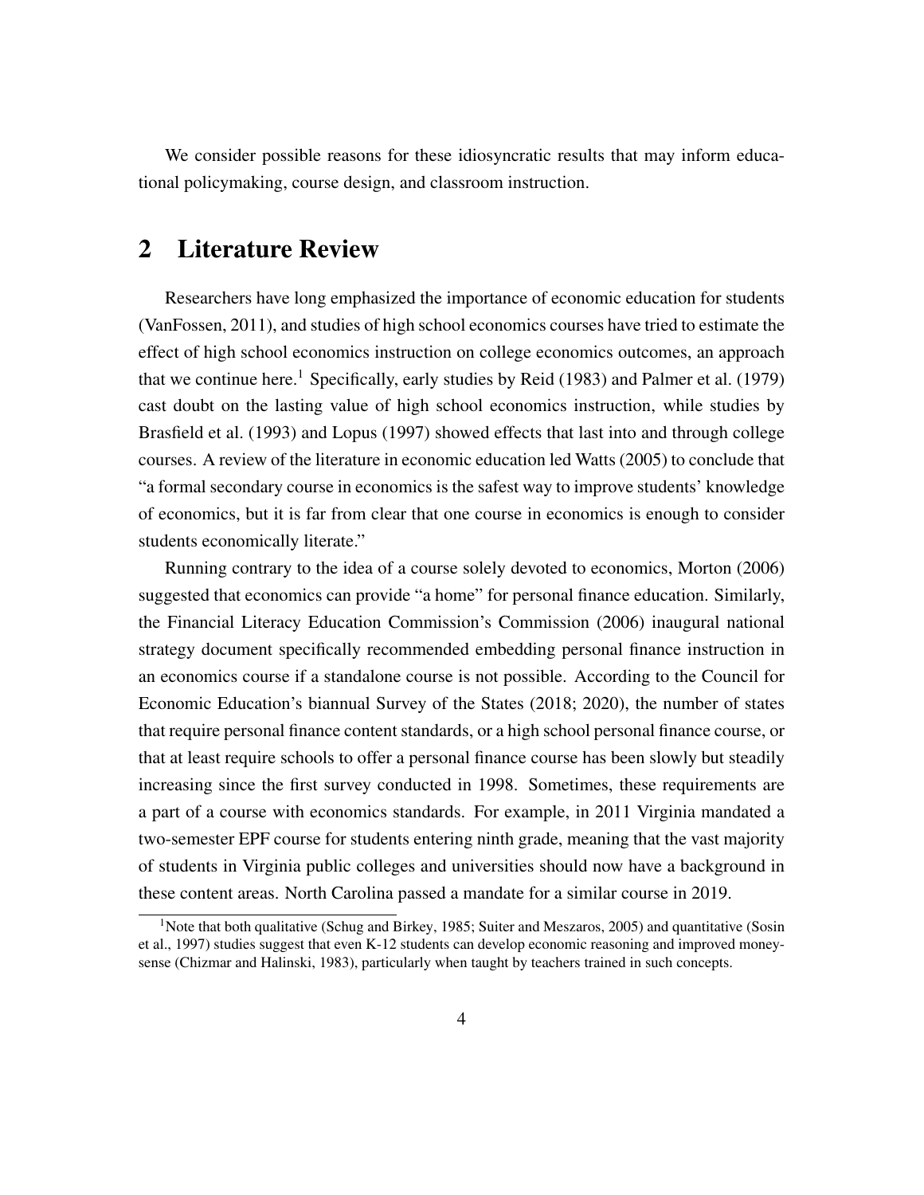We consider possible reasons for these idiosyncratic results that may inform educational policymaking, course design, and classroom instruction.

## 2 Literature Review

Researchers have long emphasized the importance of economic education for students (VanFossen, 2011), and studies of high school economics courses have tried to estimate the effect of high school economics instruction on college economics outcomes, an approach that we continue here.[1] Specifically, early studies by Reid (1983) and Palmer et al. (1979) cast doubt on the lasting value of high school economics instruction, while studies by Brasfield et al. (1993) and Lopus (1997) showed effects that last into and through college courses. A review of the literature in economic education led Watts (2005) to conclude that "a formal secondary course in economics is the safest way to improve students' knowledge of economics, but it is far from clear that one course in economics is enough to consider students economically literate."

Running contrary to the idea of a course solely devoted to economics, Morton (2006) suggested that economics can provide "a home" for personal finance education. Similarly, the Financial Literacy Education Commission's Commission (2006) inaugural national strategy document specifically recommended embedding personal finance instruction in an economics course if a standalone course is not possible. According to the Council for Economic Education's biannual Survey of the States (2018; 2020), the number of states that require personal finance content standards, or a high school personal finance course, or that at least require schools to offer a personal finance course has been slowly but steadily increasing since the first survey conducted in 1998. Sometimes, these requirements are a part of a course with economics standards. For example, in 2011 Virginia mandated a two-semester EPF course for students entering ninth grade, meaning that the vast majority of students in Virginia public colleges and universities should now have a background in these content areas. North Carolina passed a mandate for a similar course in 2019.

[1] Note that both qualitative (Schug and Birkey, 1985; Suiter and Meszaros, 2005) and quantitative (Sosin et al., 1997) studies suggest that even K-12 students can develop economic reasoning and improved money-sense (Chizmar and Halinski, 1983), particularly when taught by teachers trained in such concepts.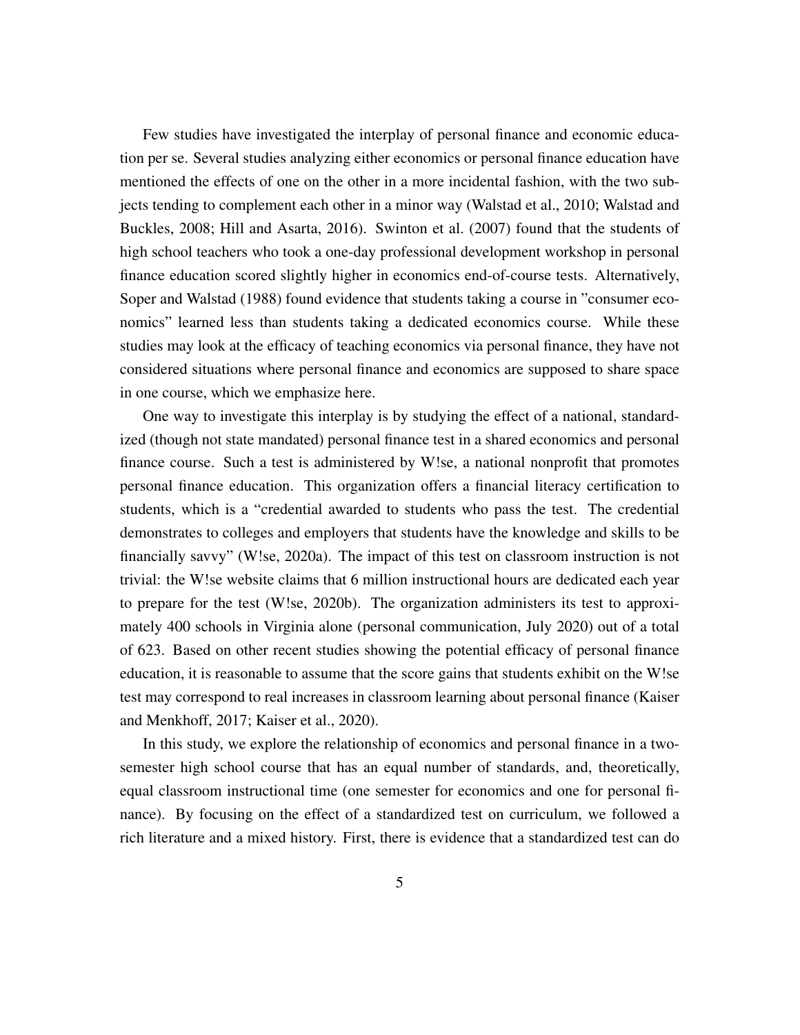Few studies have investigated the interplay of personal finance and economic education per se. Several studies analyzing either economics or personal finance education have mentioned the effects of one on the other in a more incidental fashion, with the two subjects tending to complement each other in a minor way (Walstad et al., 2010; Walstad and Buckles, 2008; Hill and Asarta, 2016). Swinton et al. (2007) found that the students of high school teachers who took a one-day professional development workshop in personal finance education scored slightly higher in economics end-of-course tests. Alternatively, Soper and Walstad (1988) found evidence that students taking a course in "consumer economics" learned less than students taking a dedicated economics course. While these studies may look at the efficacy of teaching economics via personal finance, they have not considered situations where personal finance and economics are supposed to share space in one course, which we emphasize here.

One way to investigate this interplay is by studying the effect of a national, standardized (though not state mandated) personal finance test in a shared economics and personal finance course. Such a test is administered by W!se, a national nonprofit that promotes personal finance education. This organization offers a financial literacy certification to students, which is a "credential awarded to students who pass the test. The credential demonstrates to colleges and employers that students have the knowledge and skills to be financially savvy" (W!se, 2020a). The impact of this test on classroom instruction is not trivial: the W!se website claims that 6 million instructional hours are dedicated each year to prepare for the test (W!se, 2020b). The organization administers its test to approximately 400 schools in Virginia alone (personal communication, July 2020) out of a total of 623. Based on other recent studies showing the potential efficacy of personal finance education, it is reasonable to assume that the score gains that students exhibit on the W!se test may correspond to real increases in classroom learning about personal finance (Kaiser and Menkhoff, 2017; Kaiser et al., 2020).

In this study, we explore the relationship of economics and personal finance in a two-semester high school course that has an equal number of standards, and, theoretically, equal classroom instructional time (one semester for economics and one for personal finance). By focusing on the effect of a standardized test on curriculum, we followed a rich literature and a mixed history. First, there is evidence that a standardized test can do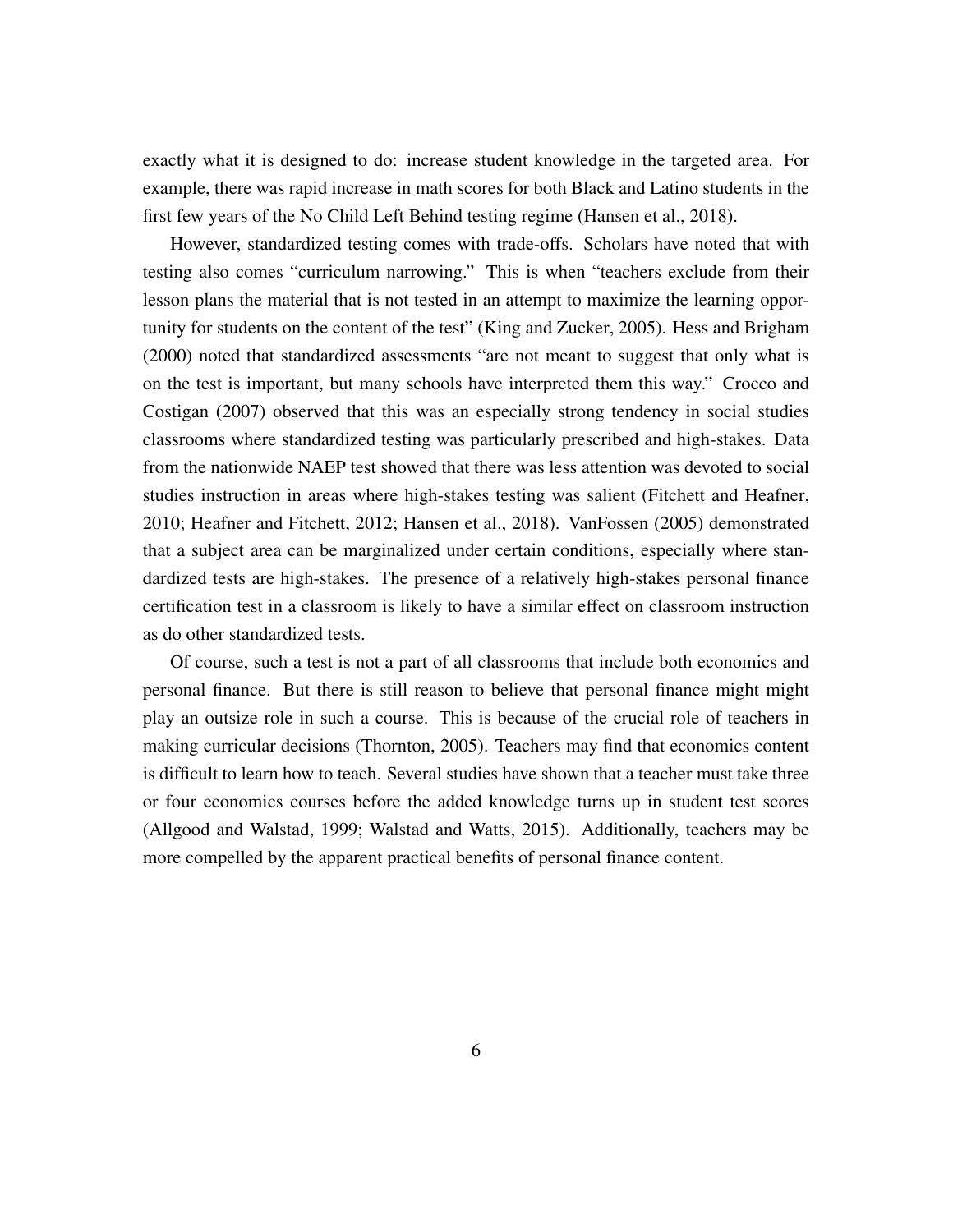exactly what it is designed to do: increase student knowledge in the targeted area. For example, there was rapid increase in math scores for both Black and Latino students in the first few years of the No Child Left Behind testing regime (Hansen et al., 2018).

However, standardized testing comes with trade-offs. Scholars have noted that with testing also comes "curriculum narrowing." This is when "teachers exclude from their lesson plans the material that is not tested in an attempt to maximize the learning opportunity for students on the content of the test" (King and Zucker, 2005). Hess and Brigham (2000) noted that standardized assessments "are not meant to suggest that only what is on the test is important, but many schools have interpreted them this way." Crocco and Costigan (2007) observed that this was an especially strong tendency in social studies classrooms where standardized testing was particularly prescribed and high-stakes. Data from the nationwide NAEP test showed that there was less attention was devoted to social studies instruction in areas where high-stakes testing was salient (Fitchett and Heafner, 2010; Heafner and Fitchett, 2012; Hansen et al., 2018). VanFossen (2005) demonstrated that a subject area can be marginalized under certain conditions, especially where standardized tests are high-stakes. The presence of a relatively high-stakes personal finance certification test in a classroom is likely to have a similar effect on classroom instruction as do other standardized tests.

Of course, such a test is not a part of all classrooms that include both economics and personal finance. But there is still reason to believe that personal finance might might play an outsize role in such a course. This is because of the crucial role of teachers in making curricular decisions (Thornton, 2005). Teachers may find that economics content is difficult to learn how to teach. Several studies have shown that a teacher must take three or four economics courses before the added knowledge turns up in student test scores (Allgood and Walstad, 1999; Walstad and Watts, 2015). Additionally, teachers may be more compelled by the apparent practical benefits of personal finance content.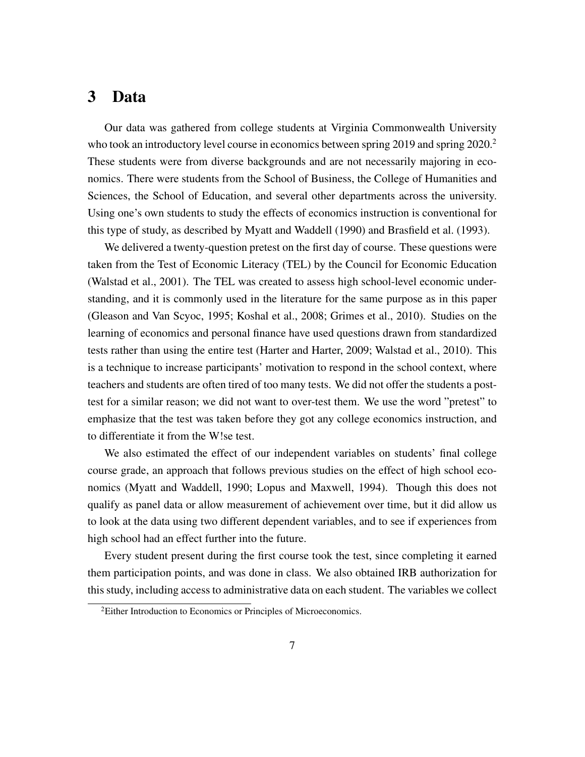# 3 Data

Our data was gathered from college students at Virginia Commonwealth University who took an introductory level course in economics between spring 2019 and spring 2020.[2] These students were from diverse backgrounds and are not necessarily majoring in economics. There were students from the School of Business, the College of Humanities and Sciences, the School of Education, and several other departments across the university. Using one's own students to study the effects of economics instruction is conventional for this type of study, as described by Myatt and Waddell (1990) and Brasfield et al. (1993).

We delivered a twenty-question pretest on the first day of course. These questions were taken from the Test of Economic Literacy (TEL) by the Council for Economic Education (Walstad et al., 2001). The TEL was created to assess high school-level economic understanding, and it is commonly used in the literature for the same purpose as in this paper (Gleason and Van Scyoc, 1995; Koshal et al., 2008; Grimes et al., 2010). Studies on the learning of economics and personal finance have used questions drawn from standardized tests rather than using the entire test (Harter and Harter, 2009; Walstad et al., 2010). This is a technique to increase participants' motivation to respond in the school context, where teachers and students are often tired of too many tests. We did not offer the students a post-test for a similar reason; we did not want to over-test them. We use the word "pretest" to emphasize that the test was taken before they got any college economics instruction, and to differentiate it from the W!se test.

We also estimated the effect of our independent variables on students' final college course grade, an approach that follows previous studies on the effect of high school economics (Myatt and Waddell, 1990; Lopus and Maxwell, 1994). Though this does not qualify as panel data or allow measurement of achievement over time, but it did allow us to look at the data using two different dependent variables, and to see if experiences from high school had an effect further into the future.

Every student present during the first course took the test, since completing it earned them participation points, and was done in class. We also obtained IRB authorization for this study, including access to administrative data on each student. The variables we collect

[2] Either Introduction to Economics or Principles of Microeconomics.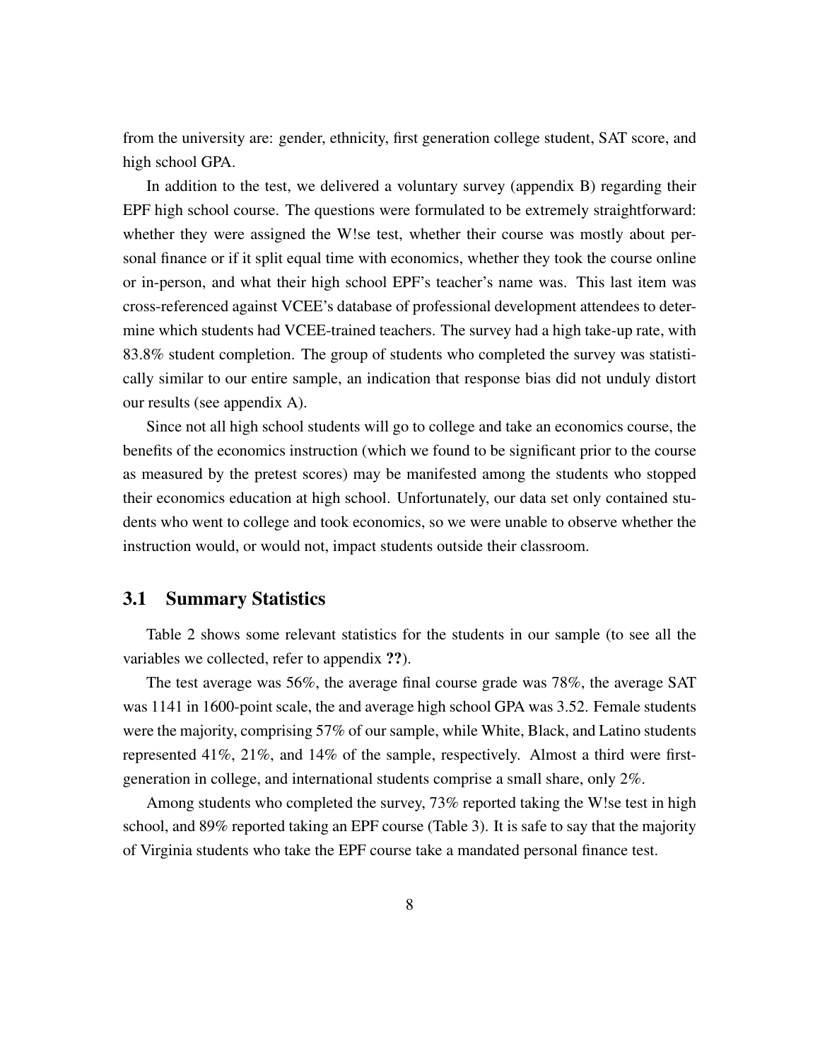from the university are: gender, ethnicity, first generation college student, SAT score, and high school GPA.

In addition to the test, we delivered a voluntary survey (appendix B) regarding their EPF high school course. The questions were formulated to be extremely straightforward: whether they were assigned the W!se test, whether their course was mostly about personal finance or if it split equal time with economics, whether they took the course online or in-person, and what their high school EPF's teacher's name was. This last item was cross-referenced against VCEE's database of professional development attendees to determine which students had VCEE-trained teachers. The survey had a high take-up rate, with 83.8% student completion. The group of students who completed the survey was statistically similar to our entire sample, an indication that response bias did not unduly distort our results (see appendix A).

Since not all high school students will go to college and take an economics course, the benefits of the economics instruction (which we found to be significant prior to the course as measured by the pretest scores) may be manifested among the students who stopped their economics education at high school. Unfortunately, our data set only contained students who went to college and took economics, so we were unable to observe whether the instruction would, or would not, impact students outside their classroom.

## 3.1 Summary Statistics

Table 2 shows some relevant statistics for the students in our sample (to see all the variables we collected, refer to appendix **??**).

The test average was 56%, the average final course grade was 78%, the average SAT was 1141 in 1600-point scale, the and average high school GPA was 3.52. Female students were the majority, comprising 57% of our sample, while White, Black, and Latino students represented 41%, 21%, and 14% of the sample, respectively. Almost a third were first-generation in college, and international students comprise a small share, only 2%.

Among students who completed the survey, 73% reported taking the W!se test in high school, and 89% reported taking an EPF course (Table 3). It is safe to say that the majority of Virginia students who take the EPF course take a mandated personal finance test.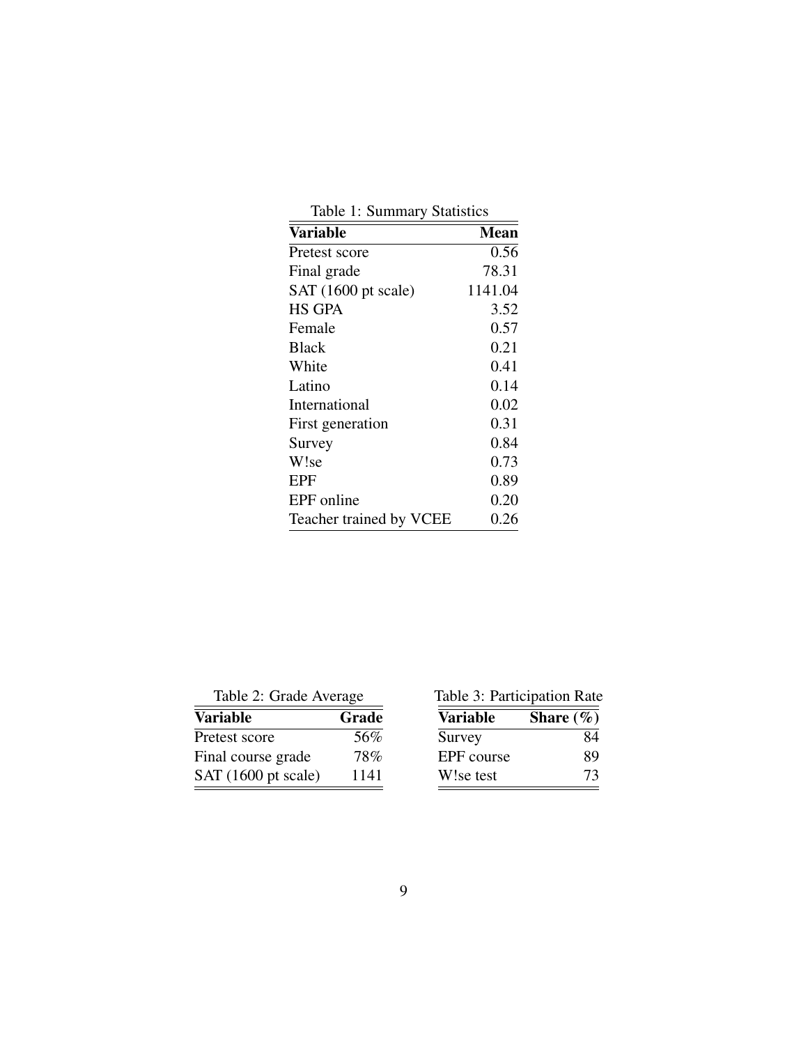Table 1: Summary Statistics

| Variable | Mean |
|---|---|
| Pretest score | 0.56 |
| Final grade | 78.31 |
| SAT (1600 pt scale) | 1141.04 |
| HS GPA | 3.52 |
| Female | 0.57 |
| Black | 0.21 |
| White | 0.41 |
| Latino | 0.14 |
| International | 0.02 |
| First generation | 0.31 |
| Survey | 0.84 |
| W!se | 0.73 |
| EPF | 0.89 |
| EPF online | 0.20 |
| Teacher trained by VCEE | 0.26 |

Table 2: Grade Average

| Variable | Grade |
|---|---|
| Pretest score | 56% |
| Final course grade | 78% |
| SAT (1600 pt scale) | 1141 |

Table 3: Participation Rate

| Variable | Share (%) |
|---|---|
| Survey | 84 |
| EPF course | 89 |
| W!se test | 73 |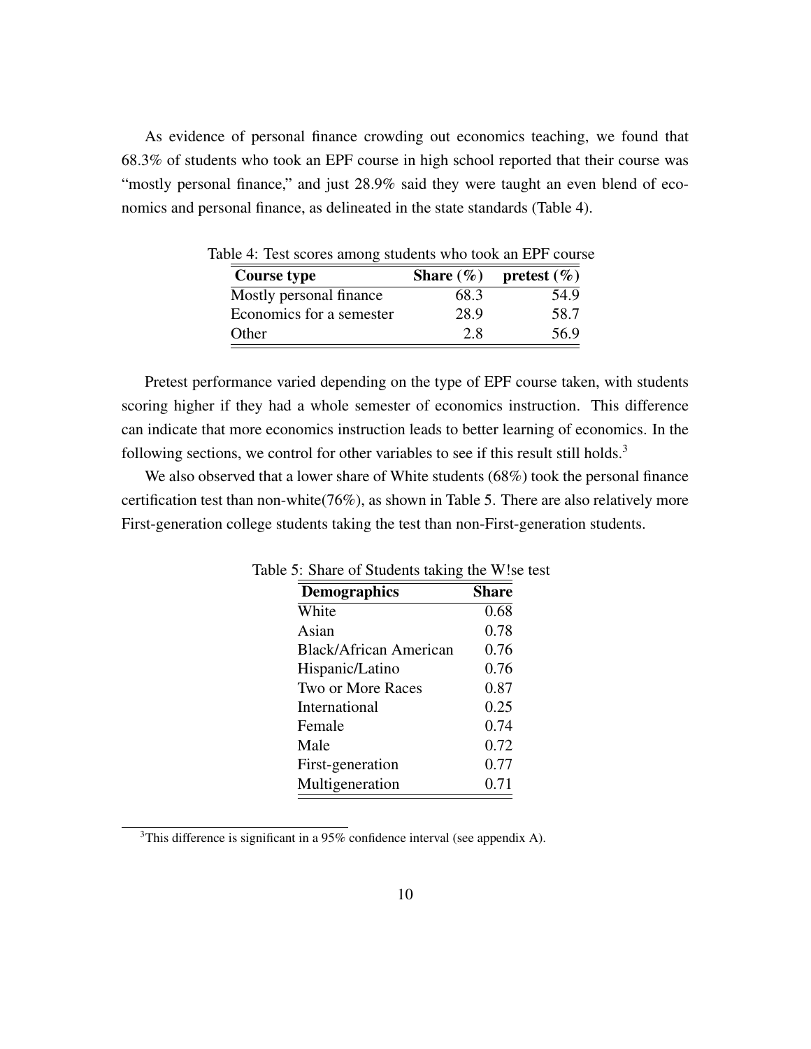As evidence of personal finance crowding out economics teaching, we found that 68.3% of students who took an EPF course in high school reported that their course was "mostly personal finance," and just 28.9% said they were taught an even blend of economics and personal finance, as delineated in the state standards (Table 4).

Table 4: Test scores among students who took an EPF course

| **Course type** | **Share (%)** | **pretest (%)** |
|---|---|---|
| Mostly personal finance | 68.3 | 54.9 |
| Economics for a semester | 28.9 | 58.7 |
| Other | 2.8 | 56.9 |

Pretest performance varied depending on the type of EPF course taken, with students scoring higher if they had a whole semester of economics instruction. This difference can indicate that more economics instruction leads to better learning of economics. In the following sections, we control for other variables to see if this result still holds.[3]

We also observed that a lower share of White students (68%) took the personal finance certification test than non-white(76%), as shown in Table 5. There are also relatively more First-generation college students taking the test than non-First-generation students.

Table 5: Share of Students taking the W!se test

| **Demographics** | **Share** |
|---|---|
| White | 0.68 |
| Asian | 0.78 |
| Black/African American | 0.76 |
| Hispanic/Latino | 0.76 |
| Two or More Races | 0.87 |
| International | 0.25 |
| Female | 0.74 |
| Male | 0.72 |
| First-generation | 0.77 |
| Multigeneration | 0.71 |

[3]This difference is significant in a 95% confidence interval (see appendix A).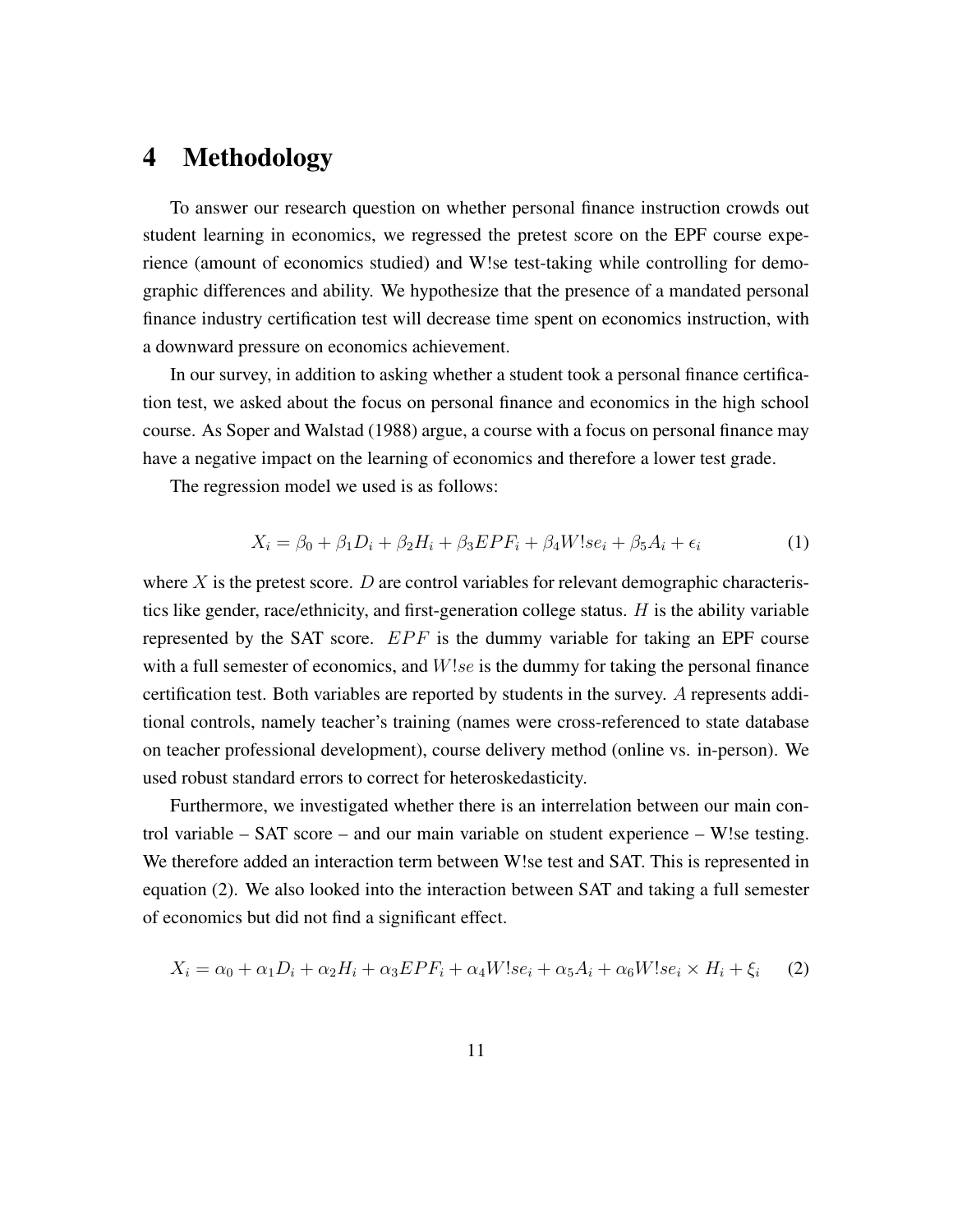# 4 Methodology

To answer our research question on whether personal finance instruction crowds out student learning in economics, we regressed the pretest score on the EPF course experience (amount of economics studied) and W!se test-taking while controlling for demographic differences and ability. We hypothesize that the presence of a mandated personal finance industry certification test will decrease time spent on economics instruction, with a downward pressure on economics achievement.

In our survey, in addition to asking whether a student took a personal finance certification test, we asked about the focus on personal finance and economics in the high school course. As Soper and Walstad (1988) argue, a course with a focus on personal finance may have a negative impact on the learning of economics and therefore a lower test grade.

The regression model we used is as follows:

$$X_i = \beta_0 + \beta_1 D_i + \beta_2 H_i + \beta_3 EPF_i + \beta_4 W!se_i + \beta_5 A_i + \epsilon_i \tag{1}$$

where $X$ is the pretest score. $D$ are control variables for relevant demographic characteristics like gender, race/ethnicity, and first-generation college status. $H$ is the ability variable represented by the SAT score. $EPF$ is the dummy variable for taking an EPF course with a full semester of economics, and $W!se$ is the dummy for taking the personal finance certification test. Both variables are reported by students in the survey. $A$ represents additional controls, namely teacher's training (names were cross-referenced to state database on teacher professional development), course delivery method (online vs. in-person). We used robust standard errors to correct for heteroskedasticity.

Furthermore, we investigated whether there is an interrelation between our main control variable – SAT score – and our main variable on student experience – W!se testing. We therefore added an interaction term between W!se test and SAT. This is represented in equation (2). We also looked into the interaction between SAT and taking a full semester of economics but did not find a significant effect.

$$X_i = \alpha_0 + \alpha_1 D_i + \alpha_2 H_i + \alpha_3 EPF_i + \alpha_4 W!se_i + \alpha_5 A_i + \alpha_6 W!se_i \times H_i + \xi_i \tag{2}$$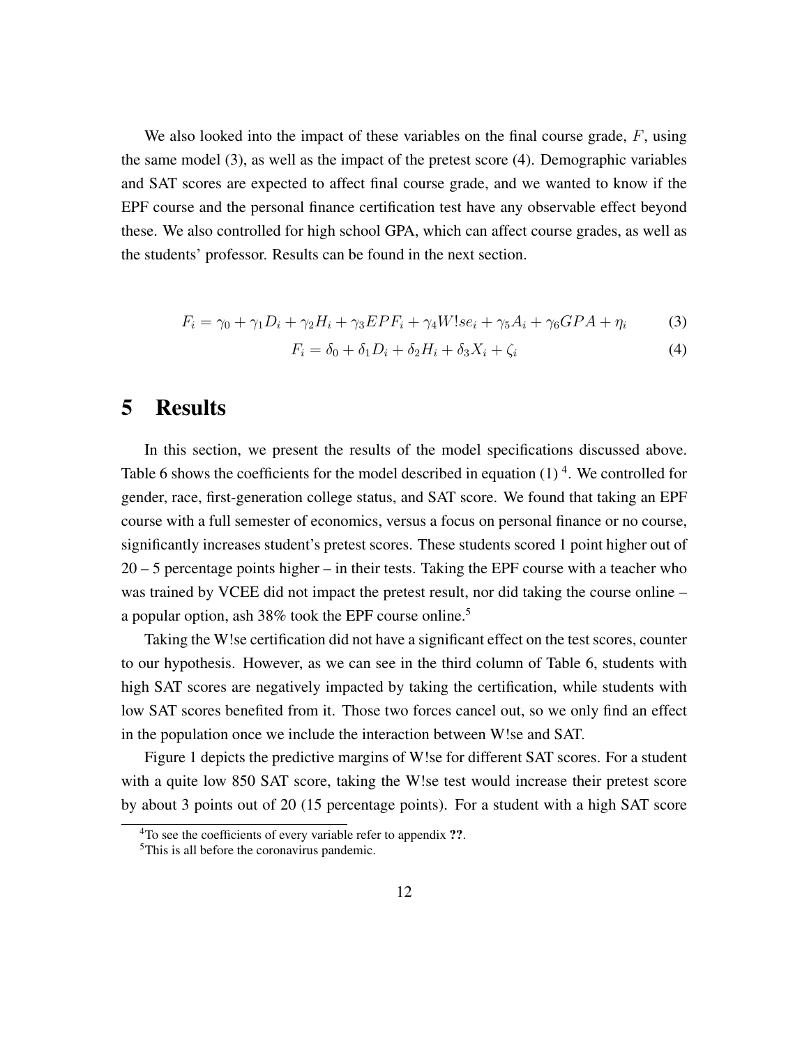We also looked into the impact of these variables on the final course grade, $F$, using the same model (3), as well as the impact of the pretest score (4). Demographic variables and SAT scores are expected to affect final course grade, and we wanted to know if the EPF course and the personal finance certification test have any observable effect beyond these. We also controlled for high school GPA, which can affect course grades, as well as the students' professor. Results can be found in the next section.

$$F_i = \gamma_0 + \gamma_1 D_i + \gamma_2 H_i + \gamma_3 EPF_i + \gamma_4 W!se_i + \gamma_5 A_i + \gamma_6 GPA + \eta_i \tag{3}$$

$$F_i = \delta_0 + \delta_1 D_i + \delta_2 H_i + \delta_3 X_i + \zeta_i \tag{4}$$

# 5 Results

In this section, we present the results of the model specifications discussed above. Table 6 shows the coefficients for the model described in equation (1) [4]. We controlled for gender, race, first-generation college status, and SAT score. We found that taking an EPF course with a full semester of economics, versus a focus on personal finance or no course, significantly increases student's pretest scores. These students scored 1 point higher out of 20 – 5 percentage points higher – in their tests. Taking the EPF course with a teacher who was trained by VCEE did not impact the pretest result, nor did taking the course online – a popular option, ash 38% took the EPF course online.[5]

Taking the W!se certification did not have a significant effect on the test scores, counter to our hypothesis. However, as we can see in the third column of Table 6, students with high SAT scores are negatively impacted by taking the certification, while students with low SAT scores benefited from it. Those two forces cancel out, so we only find an effect in the population once we include the interaction between W!se and SAT.

Figure 1 depicts the predictive margins of W!se for different SAT scores. For a student with a quite low 850 SAT score, taking the W!se test would increase their pretest score by about 3 points out of 20 (15 percentage points). For a student with a high SAT score

[4] To see the coefficients of every variable refer to appendix **??**.

[5] This is all before the coronavirus pandemic.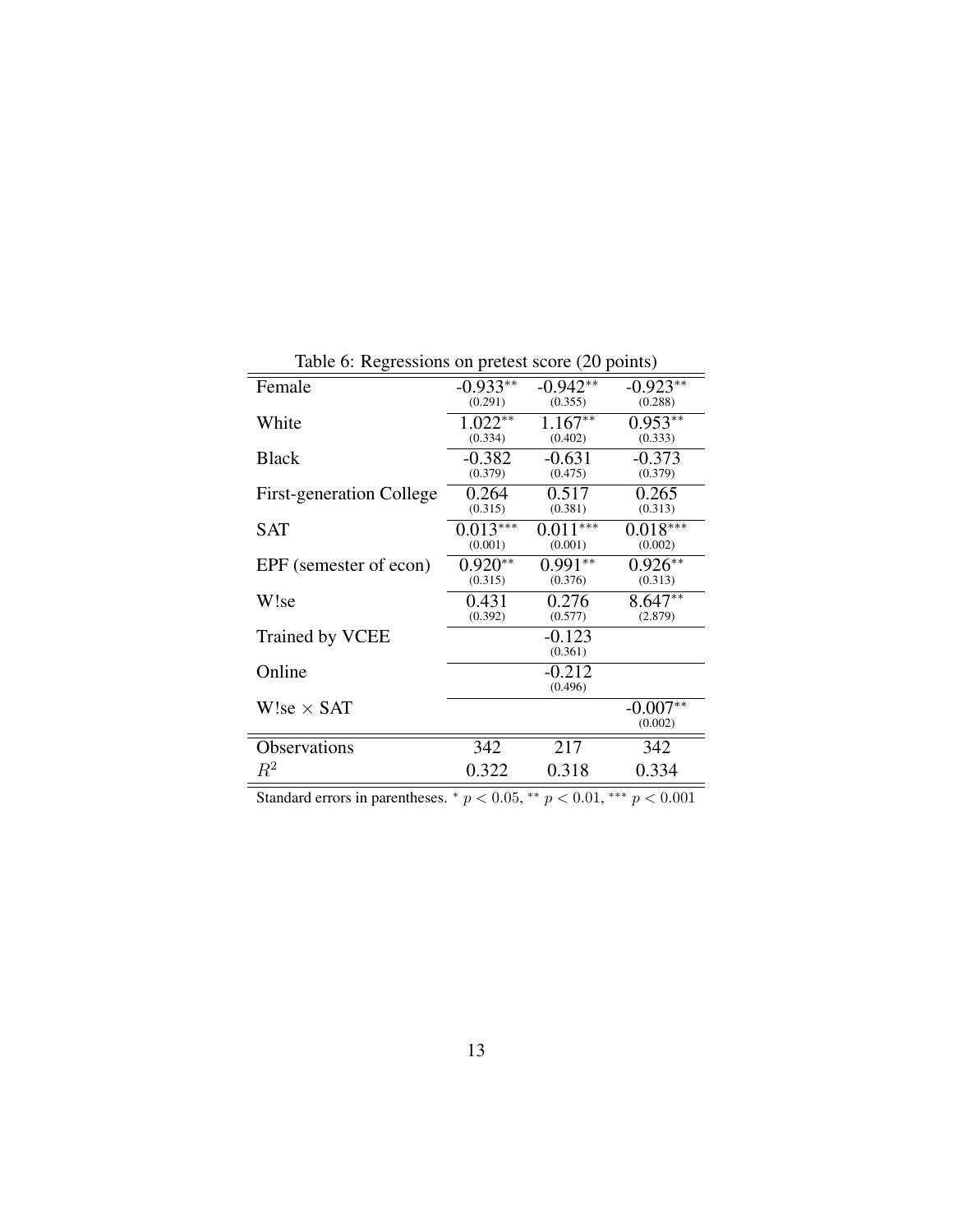Table 6: Regressions on pretest score (20 points)

| | (1) | (2) | (3) |
|---|---|---|---|
| Female | -0.933** | -0.942** | -0.923** |
| | (0.291) | (0.355) | (0.288) |
| White | 1.022** | 1.167** | 0.953** |
| | (0.334) | (0.402) | (0.333) |
| Black | -0.382 | -0.631 | -0.373 |
| | (0.379) | (0.475) | (0.379) |
| First-generation College | 0.264 | 0.517 | 0.265 |
| | (0.315) | (0.381) | (0.313) |
| SAT | 0.013*** | 0.011*** | 0.018*** |
| | (0.001) | (0.001) | (0.002) |
| EPF (semester of econ) | 0.920** | 0.991** | 0.926** |
| | (0.315) | (0.376) | (0.313) |
| W!se | 0.431 | 0.276 | 8.647** |
| | (0.392) | (0.577) | (2.879) |
| Trained by VCEE | | -0.123 | |
| | | (0.361) | |
| Online | | -0.212 | |
| | | (0.496) | |
| W!se $\times$ SAT | | | -0.007** |
| | | | (0.002) |
| Observations | 342 | 217 | 342 |
| $R^2$ | 0.322 | 0.318 | 0.334 |

Standard errors in parentheses. * $p < 0.05$, ** $p < 0.01$, *** $p < 0.001$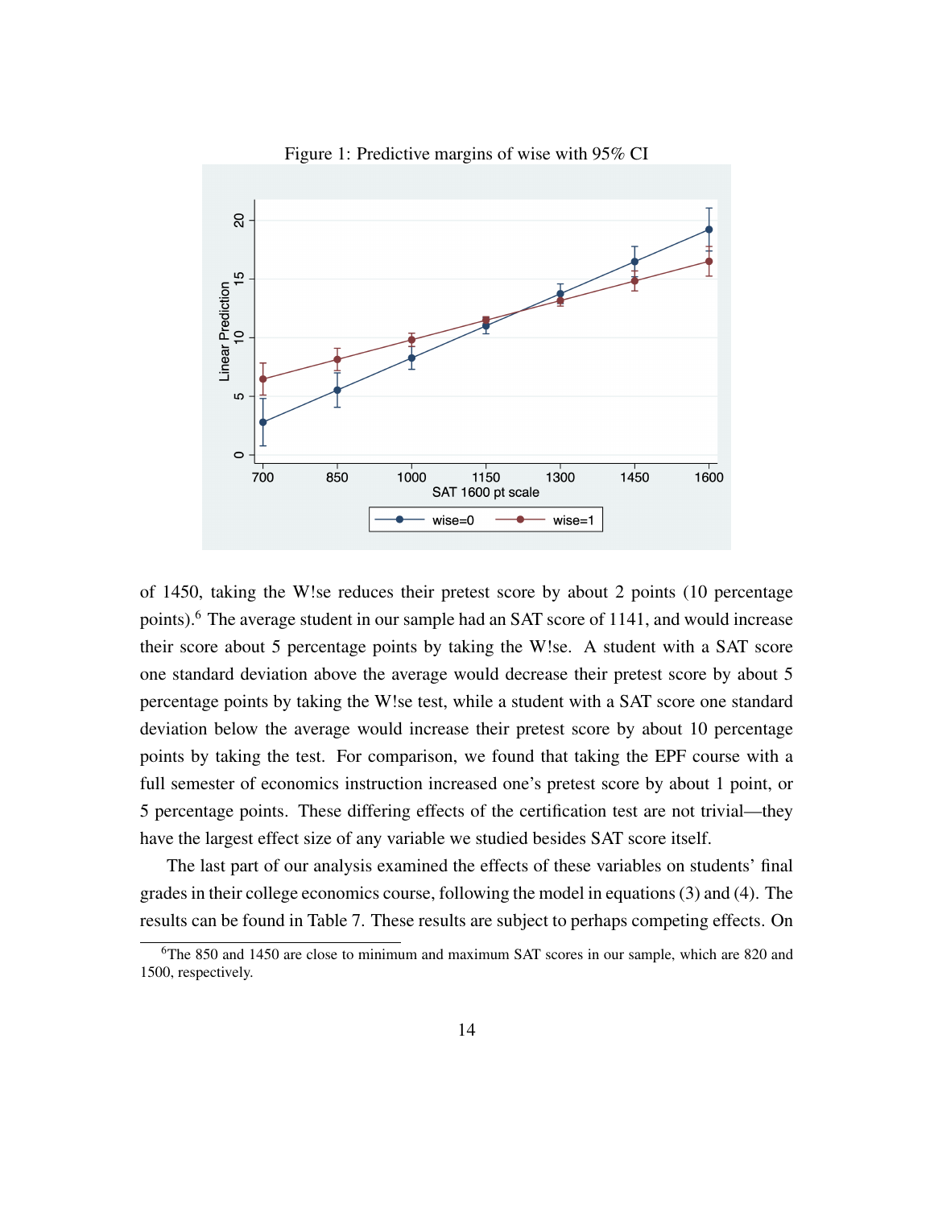Figure 1: Predictive margins of wise with 95% CI

of 1450, taking the W!se reduces their pretest score by about 2 points (10 percentage points).[6] The average student in our sample had an SAT score of 1141, and would increase their score about 5 percentage points by taking the W!se. A student with a SAT score one standard deviation above the average would decrease their pretest score by about 5 percentage points by taking the W!se test, while a student with a SAT score one standard deviation below the average would increase their pretest score by about 10 percentage points by taking the test. For comparison, we found that taking the EPF course with a full semester of economics instruction increased one's pretest score by about 1 point, or 5 percentage points. These differing effects of the certification test are not trivial—they have the largest effect size of any variable we studied besides SAT score itself.

The last part of our analysis examined the effects of these variables on students' final grades in their college economics course, following the model in equations (3) and (4). The results can be found in Table 7. These results are subject to perhaps competing effects. On

[6] The 850 and 1450 are close to minimum and maximum SAT scores in our sample, which are 820 and 1500, respectively.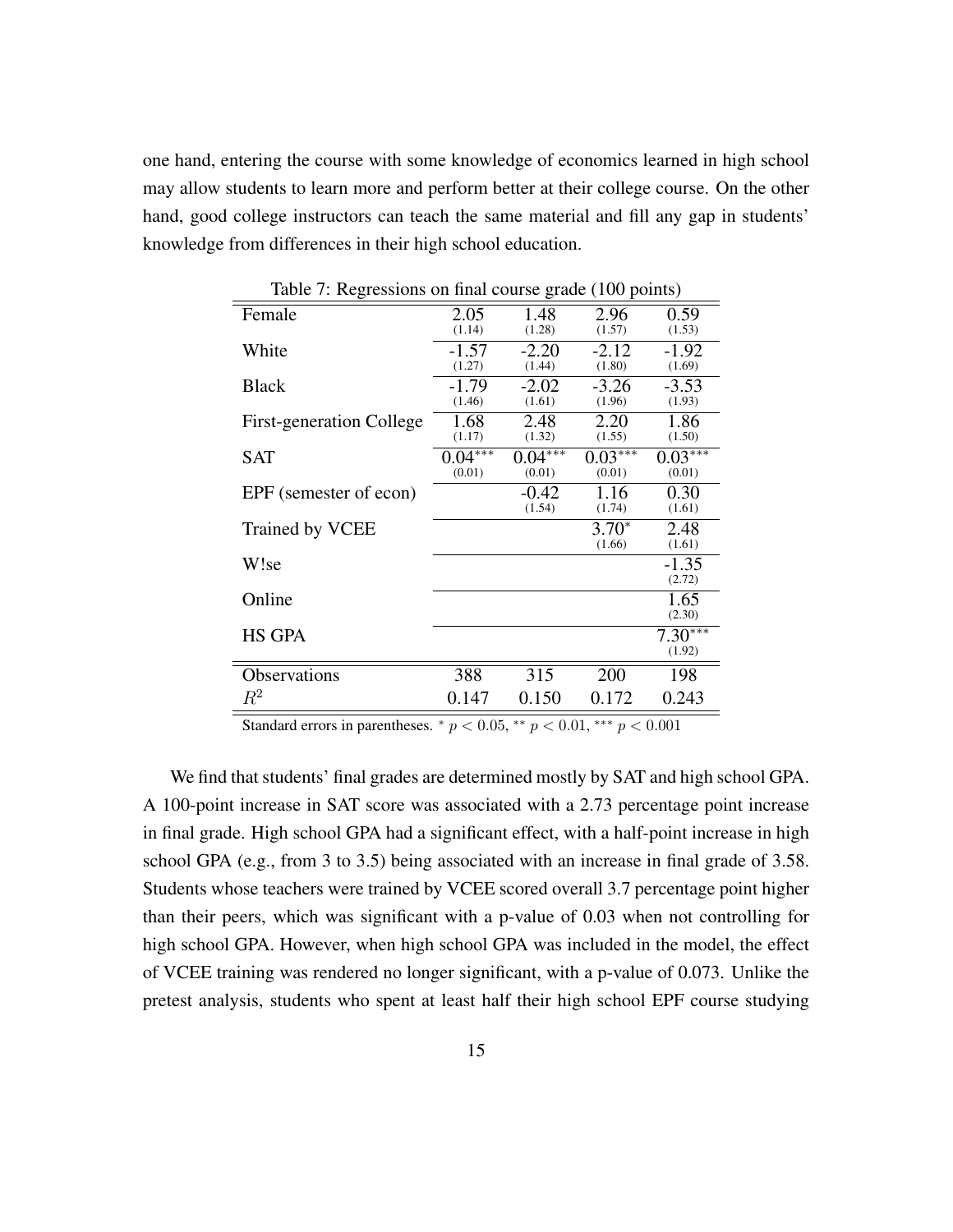one hand, entering the course with some knowledge of economics learned in high school may allow students to learn more and perform better at their college course. On the other hand, good college instructors can teach the same material and fill any gap in students' knowledge from differences in their high school education.

Table 7: Regressions on final course grade (100 points)

| | | | | |
|---|---|---|---|---|
| Female | 2.05 (1.14) | 1.48 (1.28) | 2.96 (1.57) | 0.59 (1.53) |
| White | -1.57 (1.27) | -2.20 (1.44) | -2.12 (1.80) | -1.92 (1.69) |
| Black | -1.79 (1.46) | -2.02 (1.61) | -3.26 (1.96) | -3.53 (1.93) |
| First-generation College | 1.68 (1.17) | 2.48 (1.32) | 2.20 (1.55) | 1.86 (1.50) |
| SAT | 0.04*** (0.01) | 0.04*** (0.01) | 0.03*** (0.01) | 0.03*** (0.01) |
| EPF (semester of econ) | | -0.42 (1.54) | 1.16 (1.74) | 0.30 (1.61) |
| Trained by VCEE | | | 3.70* (1.66) | 2.48 (1.61) |
| W!se | | | | -1.35 (2.72) |
| Online | | | | 1.65 (2.30) |
| HS GPA | | | | 7.30*** (1.92) |
| Observations | 388 | 315 | 200 | 198 |
| $R^2$ | 0.147 | 0.150 | 0.172 | 0.243 |

Standard errors in parentheses. $^{*}$ $p < 0.05$, $^{**}$ $p < 0.01$, $^{***}$ $p < 0.001$

We find that students' final grades are determined mostly by SAT and high school GPA. A 100-point increase in SAT score was associated with a 2.73 percentage point increase in final grade. High school GPA had a significant effect, with a half-point increase in high school GPA (e.g., from 3 to 3.5) being associated with an increase in final grade of 3.58. Students whose teachers were trained by VCEE scored overall 3.7 percentage point higher than their peers, which was significant with a p-value of 0.03 when not controlling for high school GPA. However, when high school GPA was included in the model, the effect of VCEE training was rendered no longer significant, with a p-value of 0.073. Unlike the pretest analysis, students who spent at least half their high school EPF course studying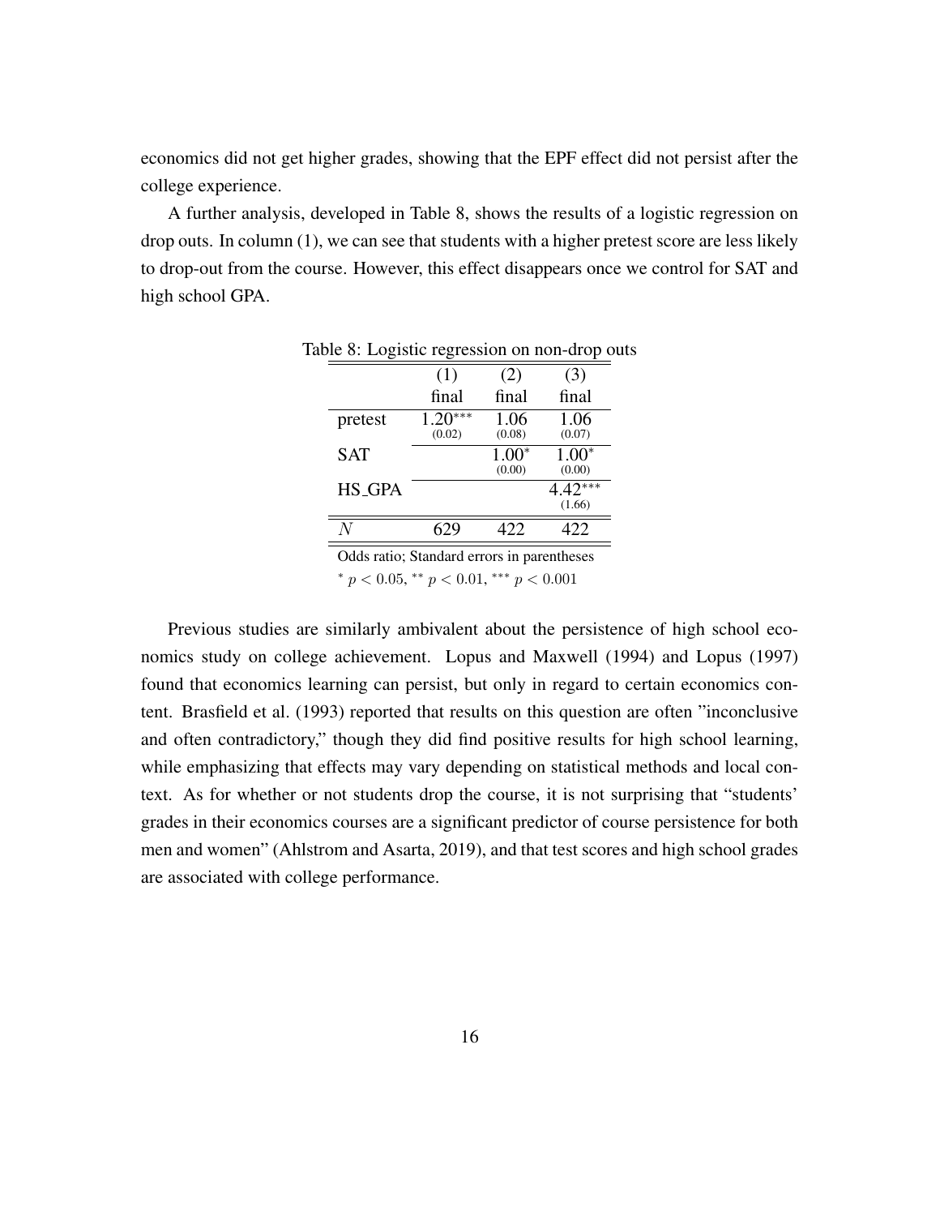economics did not get higher grades, showing that the EPF effect did not persist after the college experience.

A further analysis, developed in Table 8, shows the results of a logistic regression on drop outs. In column (1), we can see that students with a higher pretest score are less likely to drop-out from the course. However, this effect disappears once we control for SAT and high school GPA.

Table 8: Logistic regression on non-drop outs

| | (1) | (2) | (3) |
|---|---|---|---|
| | final | final | final |
| pretest | $1.20^{***}$ | 1.06 | 1.06 |
| | (0.02) | (0.08) | (0.07) |
| SAT | | $1.00^{*}$ | $1.00^{*}$ |
| | | (0.00) | (0.00) |
| HS_GPA | | | $4.42^{***}$ |
| | | | (1.66) |
| $N$ | 629 | 422 | 422 |

Odds ratio; Standard errors in parentheses

$^{*}$ $p < 0.05$, $^{**}$ $p < 0.01$, $^{***}$ $p < 0.001$

Previous studies are similarly ambivalent about the persistence of high school economics study on college achievement. Lopus and Maxwell (1994) and Lopus (1997) found that economics learning can persist, but only in regard to certain economics content. Brasfield et al. (1993) reported that results on this question are often "inconclusive and often contradictory," though they did find positive results for high school learning, while emphasizing that effects may vary depending on statistical methods and local context. As for whether or not students drop the course, it is not surprising that "students' grades in their economics courses are a significant predictor of course persistence for both men and women" (Ahlstrom and Asarta, 2019), and that test scores and high school grades are associated with college performance.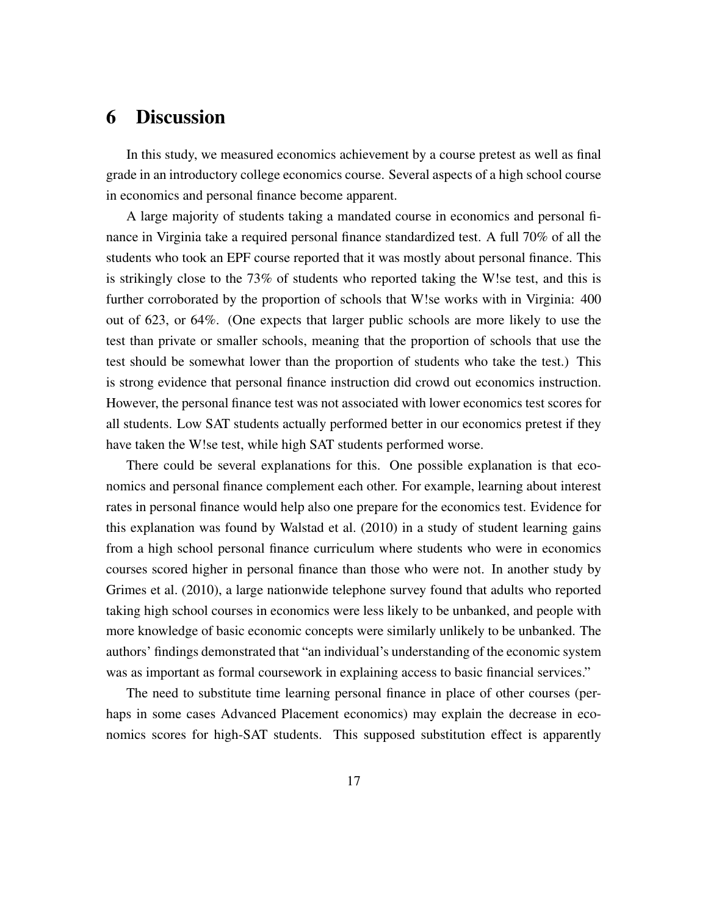# 6 Discussion

In this study, we measured economics achievement by a course pretest as well as final grade in an introductory college economics course. Several aspects of a high school course in economics and personal finance become apparent.

A large majority of students taking a mandated course in economics and personal finance in Virginia take a required personal finance standardized test. A full 70% of all the students who took an EPF course reported that it was mostly about personal finance. This is strikingly close to the 73% of students who reported taking the W!se test, and this is further corroborated by the proportion of schools that W!se works with in Virginia: 400 out of 623, or 64%. (One expects that larger public schools are more likely to use the test than private or smaller schools, meaning that the proportion of schools that use the test should be somewhat lower than the proportion of students who take the test.) This is strong evidence that personal finance instruction did crowd out economics instruction. However, the personal finance test was not associated with lower economics test scores for all students. Low SAT students actually performed better in our economics pretest if they have taken the W!se test, while high SAT students performed worse.

There could be several explanations for this. One possible explanation is that economics and personal finance complement each other. For example, learning about interest rates in personal finance would help also one prepare for the economics test. Evidence for this explanation was found by Walstad et al. (2010) in a study of student learning gains from a high school personal finance curriculum where students who were in economics courses scored higher in personal finance than those who were not. In another study by Grimes et al. (2010), a large nationwide telephone survey found that adults who reported taking high school courses in economics were less likely to be unbanked, and people with more knowledge of basic economic concepts were similarly unlikely to be unbanked. The authors' findings demonstrated that "an individual's understanding of the economic system was as important as formal coursework in explaining access to basic financial services."

The need to substitute time learning personal finance in place of other courses (perhaps in some cases Advanced Placement economics) may explain the decrease in economics scores for high-SAT students. This supposed substitution effect is apparently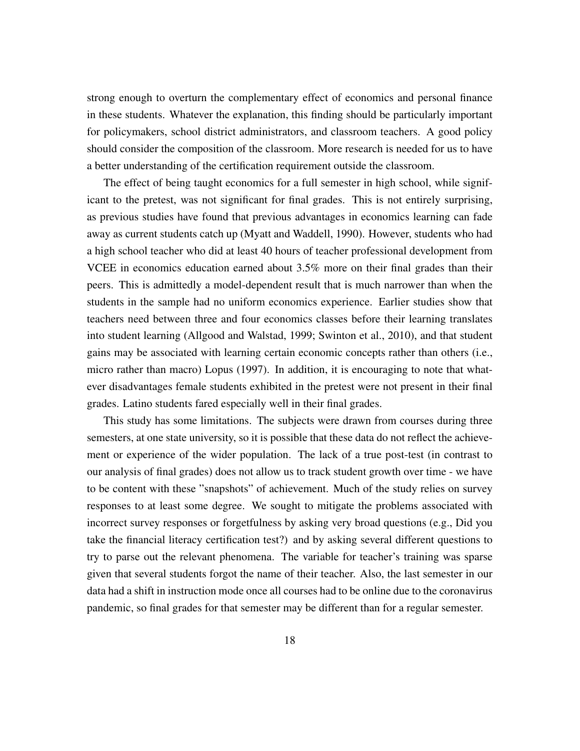strong enough to overturn the complementary effect of economics and personal finance in these students. Whatever the explanation, this finding should be particularly important for policymakers, school district administrators, and classroom teachers. A good policy should consider the composition of the classroom. More research is needed for us to have a better understanding of the certification requirement outside the classroom.

The effect of being taught economics for a full semester in high school, while significant to the pretest, was not significant for final grades. This is not entirely surprising, as previous studies have found that previous advantages in economics learning can fade away as current students catch up (Myatt and Waddell, 1990). However, students who had a high school teacher who did at least 40 hours of teacher professional development from VCEE in economics education earned about 3.5% more on their final grades than their peers. This is admittedly a model-dependent result that is much narrower than when the students in the sample had no uniform economics experience. Earlier studies show that teachers need between three and four economics classes before their learning translates into student learning (Allgood and Walstad, 1999; Swinton et al., 2010), and that student gains may be associated with learning certain economic concepts rather than others (i.e., micro rather than macro) Lopus (1997). In addition, it is encouraging to note that whatever disadvantages female students exhibited in the pretest were not present in their final grades. Latino students fared especially well in their final grades.

This study has some limitations. The subjects were drawn from courses during three semesters, at one state university, so it is possible that these data do not reflect the achievement or experience of the wider population. The lack of a true post-test (in contrast to our analysis of final grades) does not allow us to track student growth over time - we have to be content with these "snapshots" of achievement. Much of the study relies on survey responses to at least some degree. We sought to mitigate the problems associated with incorrect survey responses or forgetfulness by asking very broad questions (e.g., Did you take the financial literacy certification test?) and by asking several different questions to try to parse out the relevant phenomena. The variable for teacher's training was sparse given that several students forgot the name of their teacher. Also, the last semester in our data had a shift in instruction mode once all courses had to be online due to the coronavirus pandemic, so final grades for that semester may be different than for a regular semester.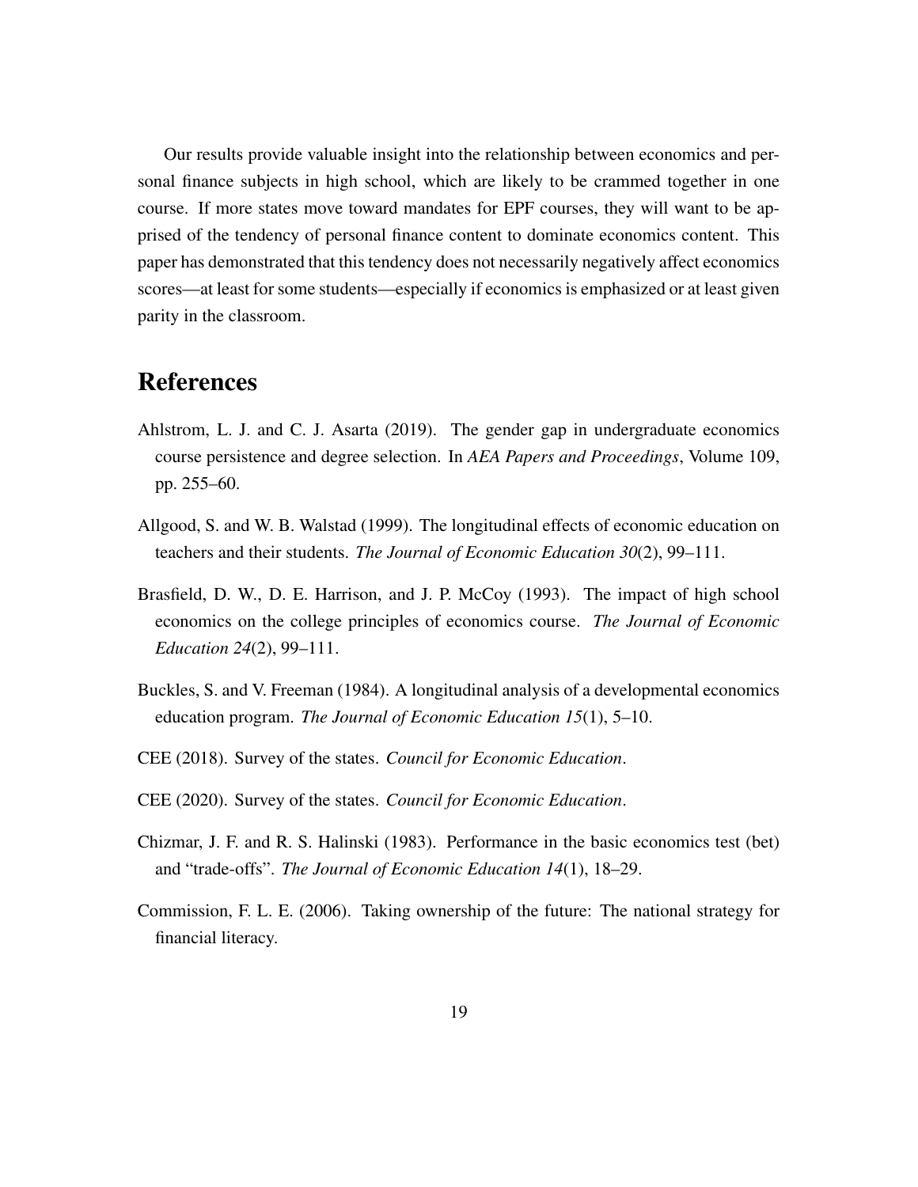Our results provide valuable insight into the relationship between economics and personal finance subjects in high school, which are likely to be crammed together in one course. If more states move toward mandates for EPF courses, they will want to be apprised of the tendency of personal finance content to dominate economics content. This paper has demonstrated that this tendency does not necessarily negatively affect economics scores—at least for some students—especially if economics is emphasized or at least given parity in the classroom.

# References

Ahlstrom, L. J. and C. J. Asarta (2019). The gender gap in undergraduate economics course persistence and degree selection. In *AEA Papers and Proceedings*, Volume 109, pp. 255–60.

Allgood, S. and W. B. Walstad (1999). The longitudinal effects of economic education on teachers and their students. *The Journal of Economic Education 30*(2), 99–111.

Brasfield, D. W., D. E. Harrison, and J. P. McCoy (1993). The impact of high school economics on the college principles of economics course. *The Journal of Economic Education 24*(2), 99–111.

Buckles, S. and V. Freeman (1984). A longitudinal analysis of a developmental economics education program. *The Journal of Economic Education 15*(1), 5–10.

CEE (2018). Survey of the states. *Council for Economic Education*.

CEE (2020). Survey of the states. *Council for Economic Education*.

Chizmar, J. F. and R. S. Halinski (1983). Performance in the basic economics test (bet) and "trade-offs". *The Journal of Economic Education 14*(1), 18–29.

Commission, F. L. E. (2006). Taking ownership of the future: The national strategy for financial literacy.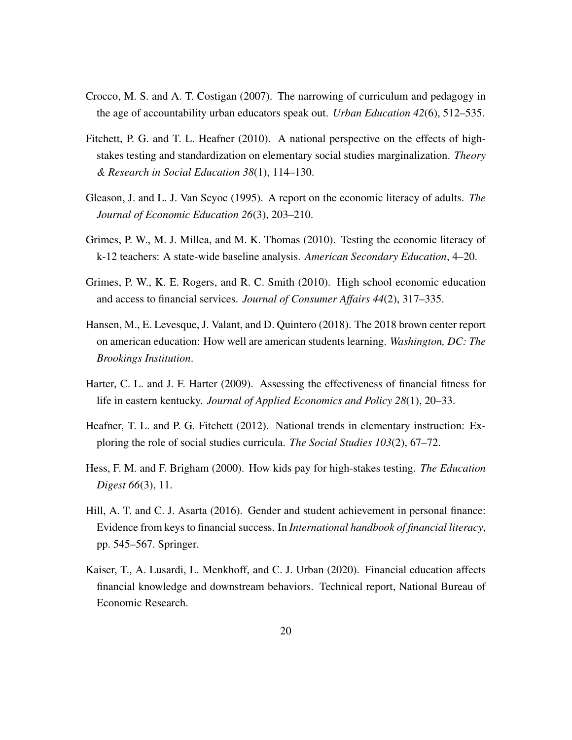Crocco, M. S. and A. T. Costigan (2007). The narrowing of curriculum and pedagogy in the age of accountability urban educators speak out. *Urban Education 42*(6), 512–535.

Fitchett, P. G. and T. L. Heafner (2010). A national perspective on the effects of high-stakes testing and standardization on elementary social studies marginalization. *Theory & Research in Social Education 38*(1), 114–130.

Gleason, J. and L. J. Van Scyoc (1995). A report on the economic literacy of adults. *The Journal of Economic Education 26*(3), 203–210.

Grimes, P. W., M. J. Millea, and M. K. Thomas (2010). Testing the economic literacy of k-12 teachers: A state-wide baseline analysis. *American Secondary Education*, 4–20.

Grimes, P. W., K. E. Rogers, and R. C. Smith (2010). High school economic education and access to financial services. *Journal of Consumer Affairs 44*(2), 317–335.

Hansen, M., E. Levesque, J. Valant, and D. Quintero (2018). The 2018 brown center report on american education: How well are american students learning. *Washington, DC: The Brookings Institution*.

Harter, C. L. and J. F. Harter (2009). Assessing the effectiveness of financial fitness for life in eastern kentucky. *Journal of Applied Economics and Policy 28*(1), 20–33.

Heafner, T. L. and P. G. Fitchett (2012). National trends in elementary instruction: Exploring the role of social studies curricula. *The Social Studies 103*(2), 67–72.

Hess, F. M. and F. Brigham (2000). How kids pay for high-stakes testing. *The Education Digest 66*(3), 11.

Hill, A. T. and C. J. Asarta (2016). Gender and student achievement in personal finance: Evidence from keys to financial success. In *International handbook of financial literacy*, pp. 545–567. Springer.

Kaiser, T., A. Lusardi, L. Menkhoff, and C. J. Urban (2020). Financial education affects financial knowledge and downstream behaviors. Technical report, National Bureau of Economic Research.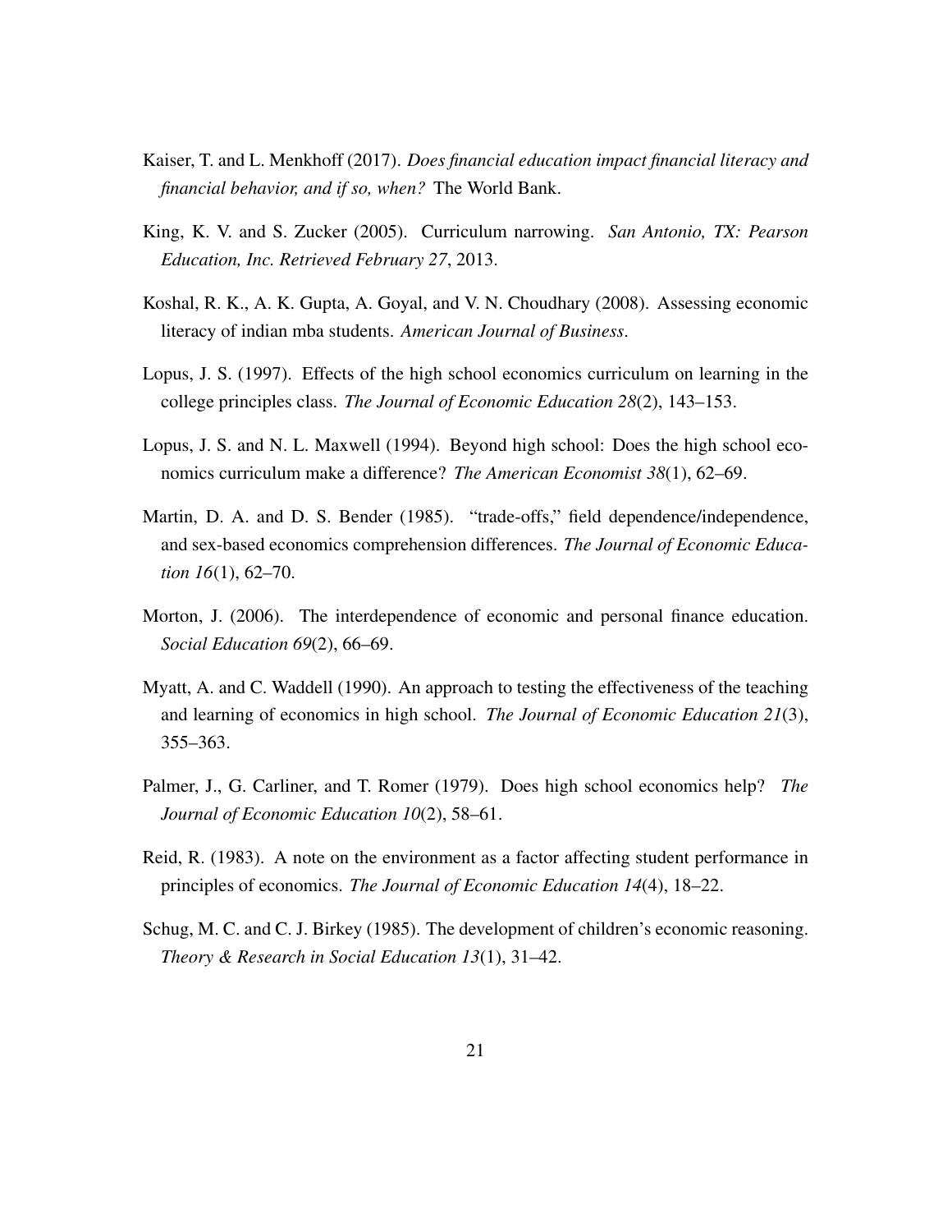Kaiser, T. and L. Menkhoff (2017). *Does financial education impact financial literacy and financial behavior, and if so, when?* The World Bank.

King, K. V. and S. Zucker (2005). Curriculum narrowing. *San Antonio, TX: Pearson Education, Inc. Retrieved February 27*, 2013.

Koshal, R. K., A. K. Gupta, A. Goyal, and V. N. Choudhary (2008). Assessing economic literacy of indian mba students. *American Journal of Business*.

Lopus, J. S. (1997). Effects of the high school economics curriculum on learning in the college principles class. *The Journal of Economic Education 28*(2), 143–153.

Lopus, J. S. and N. L. Maxwell (1994). Beyond high school: Does the high school economics curriculum make a difference? *The American Economist 38*(1), 62–69.

Martin, D. A. and D. S. Bender (1985). "trade-offs," field dependence/independence, and sex-based economics comprehension differences. *The Journal of Economic Education 16*(1), 62–70.

Morton, J. (2006). The interdependence of economic and personal finance education. *Social Education 69*(2), 66–69.

Myatt, A. and C. Waddell (1990). An approach to testing the effectiveness of the teaching and learning of economics in high school. *The Journal of Economic Education 21*(3), 355–363.

Palmer, J., G. Carliner, and T. Romer (1979). Does high school economics help? *The Journal of Economic Education 10*(2), 58–61.

Reid, R. (1983). A note on the environment as a factor affecting student performance in principles of economics. *The Journal of Economic Education 14*(4), 18–22.

Schug, M. C. and C. J. Birkey (1985). The development of children's economic reasoning. *Theory & Research in Social Education 13*(1), 31–42.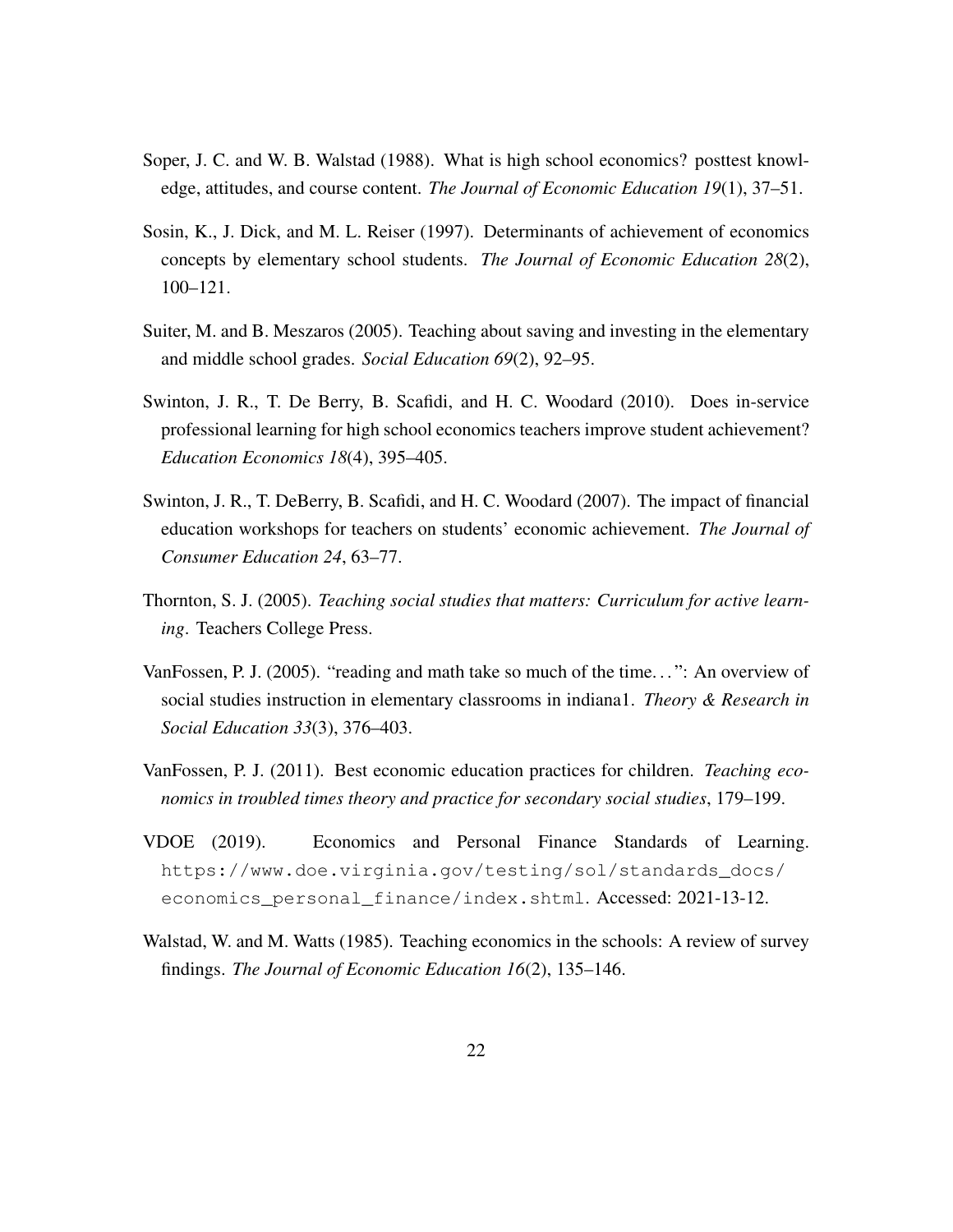Soper, J. C. and W. B. Walstad (1988). What is high school economics? posttest knowledge, attitudes, and course content. *The Journal of Economic Education 19*(1), 37–51.

Sosin, K., J. Dick, and M. L. Reiser (1997). Determinants of achievement of economics concepts by elementary school students. *The Journal of Economic Education 28*(2), 100–121.

Suiter, M. and B. Meszaros (2005). Teaching about saving and investing in the elementary and middle school grades. *Social Education 69*(2), 92–95.

Swinton, J. R., T. De Berry, B. Scafidi, and H. C. Woodard (2010). Does in-service professional learning for high school economics teachers improve student achievement? *Education Economics 18*(4), 395–405.

Swinton, J. R., T. DeBerry, B. Scafidi, and H. C. Woodard (2007). The impact of financial education workshops for teachers on students' economic achievement. *The Journal of Consumer Education 24*, 63–77.

Thornton, S. J. (2005). *Teaching social studies that matters: Curriculum for active learning*. Teachers College Press.

VanFossen, P. J. (2005). "reading and math take so much of the time...": An overview of social studies instruction in elementary classrooms in indiana1. *Theory & Research in Social Education 33*(3), 376–403.

VanFossen, P. J. (2011). Best economic education practices for children. *Teaching economics in troubled times theory and practice for secondary social studies*, 179–199.

VDOE (2019). Economics and Personal Finance Standards of Learning. https://www.doe.virginia.gov/testing/sol/standards_docs/economics_personal_finance/index.shtml. Accessed: 2021-13-12.

Walstad, W. and M. Watts (1985). Teaching economics in the schools: A review of survey findings. *The Journal of Economic Education 16*(2), 135–146.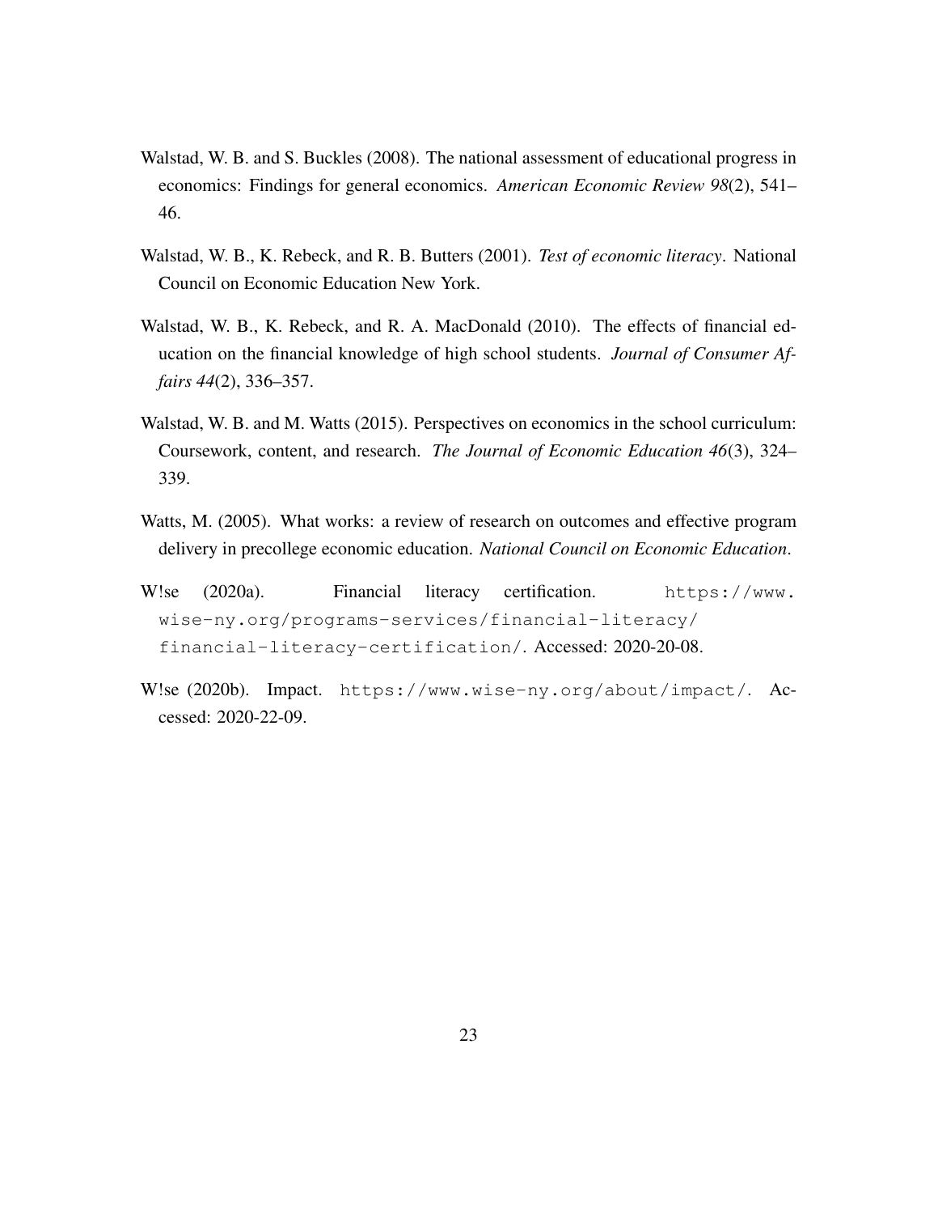Walstad, W. B. and S. Buckles (2008). The national assessment of educational progress in economics: Findings for general economics. *American Economic Review 98*(2), 541–46.

Walstad, W. B., K. Rebeck, and R. B. Butters (2001). *Test of economic literacy*. National Council on Economic Education New York.

Walstad, W. B., K. Rebeck, and R. A. MacDonald (2010). The effects of financial education on the financial knowledge of high school students. *Journal of Consumer Affairs 44*(2), 336–357.

Walstad, W. B. and M. Watts (2015). Perspectives on economics in the school curriculum: Coursework, content, and research. *The Journal of Economic Education 46*(3), 324–339.

Watts, M. (2005). What works: a review of research on outcomes and effective program delivery in precollege economic education. *National Council on Economic Education*.

W!se (2020a). Financial literacy certification. `https://www.wise-ny.org/programs-services/financial-literacy/financial-literacy-certification/`. Accessed: 2020-20-08.

W!se (2020b). Impact. `https://www.wise-ny.org/about/impact/`. Accessed: 2020-22-09.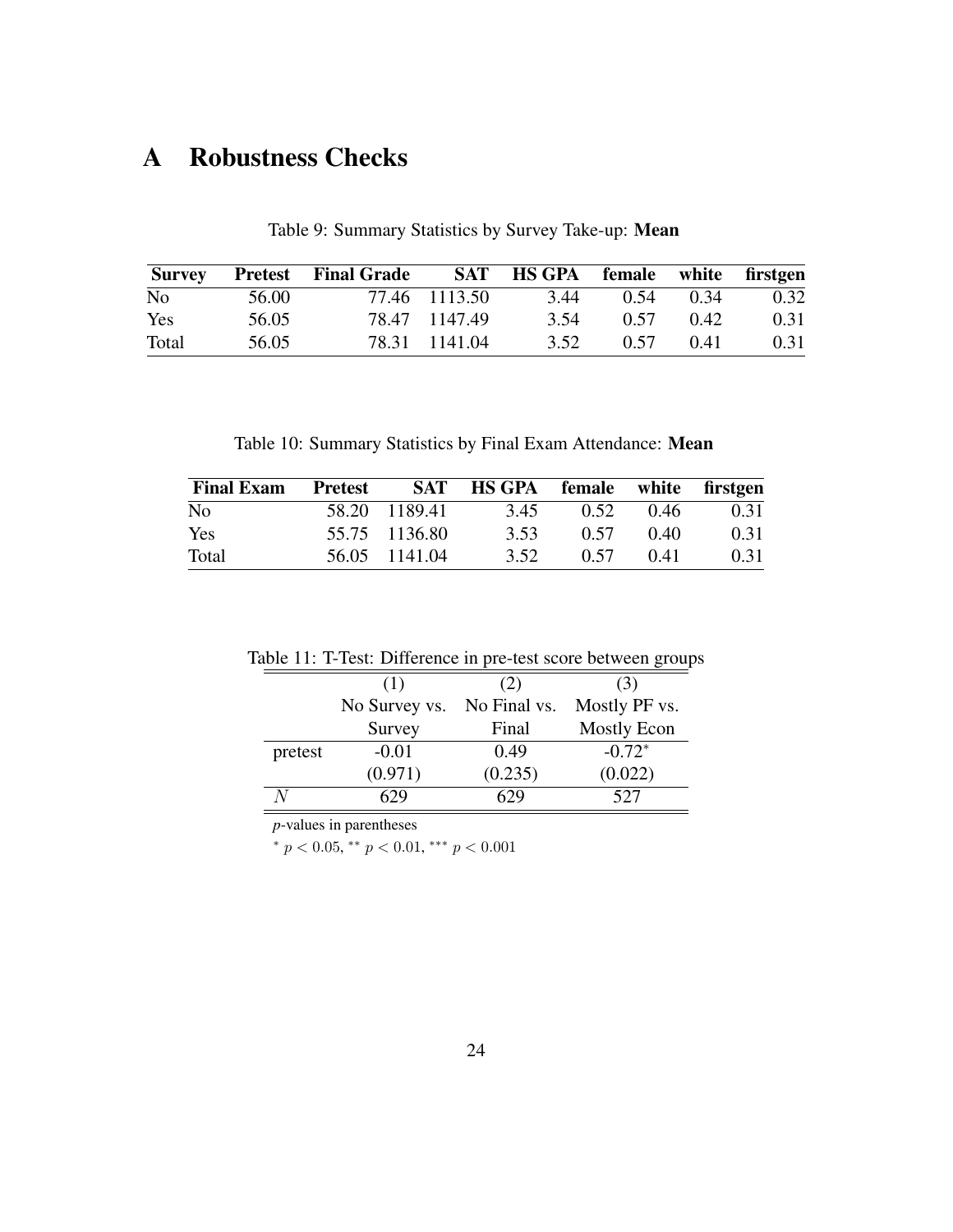# A Robustness Checks

Table 9: Summary Statistics by Survey Take-up: **Mean**

| Survey | Pretest | Final Grade | SAT | HS GPA | female | white | firstgen |
|---|---|---|---|---|---|---|---|
| No | 56.00 | 77.46 | 1113.50 | 3.44 | 0.54 | 0.34 | 0.32 |
| Yes | 56.05 | 78.47 | 1147.49 | 3.54 | 0.57 | 0.42 | 0.31 |
| Total | 56.05 | 78.31 | 1141.04 | 3.52 | 0.57 | 0.41 | 0.31 |

Table 10: Summary Statistics by Final Exam Attendance: **Mean**

| Final Exam | Pretest | SAT | HS GPA | female | white | firstgen |
|---|---|---|---|---|---|---|
| No | 58.20 | 1189.41 | 3.45 | 0.52 | 0.46 | 0.31 |
| Yes | 55.75 | 1136.80 | 3.53 | 0.57 | 0.40 | 0.31 |
| Total | 56.05 | 1141.04 | 3.52 | 0.57 | 0.41 | 0.31 |

Table 11: T-Test: Difference in pre-test score between groups

| | (1) | (2) | (3) |
|---|---|---|---|
| | No Survey vs. Survey | No Final vs. Final | Mostly PF vs. Mostly Econ |
| pretest | -0.01 | 0.49 | -0.72* |
| | (0.971) | (0.235) | (0.022) |
| $N$ | 629 | 629 | 527 |

*p*-values in parentheses

* $p < 0.05$, ** $p < 0.01$, *** $p < 0.001$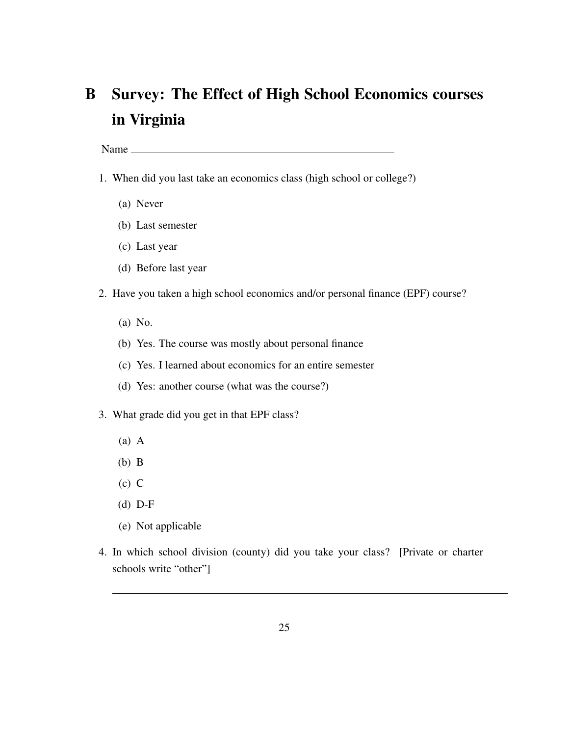# B Survey: The Effect of High School Economics courses in Virginia

Name \_\_\_\_\_\_\_\_\_\_\_\_\_\_\_\_\_\_\_\_\_\_\_\_\_\_\_\_\_\_\_\_\_\_\_\_\_\_\_\_

1. When did you last take an economics class (high school or college?)

   (a) Never

   (b) Last semester

   (c) Last year

   (d) Before last year

2. Have you taken a high school economics and/or personal finance (EPF) course?

   (a) No.

   (b) Yes. The course was mostly about personal finance

   (c) Yes. I learned about economics for an entire semester

   (d) Yes: another course (what was the course?)

3. What grade did you get in that EPF class?

   (a) A

   (b) B

   (c) C

   (d) D-F

   (e) Not applicable

4. In which school division (county) did you take your class? [Private or charter schools write "other"]

   \_\_\_\_\_\_\_\_\_\_\_\_\_\_\_\_\_\_\_\_\_\_\_\_\_\_\_\_\_\_\_\_\_\_\_\_\_\_\_\_\_\_\_\_\_\_\_\_\_\_\_\_\_\_\_\_\_\_\_\_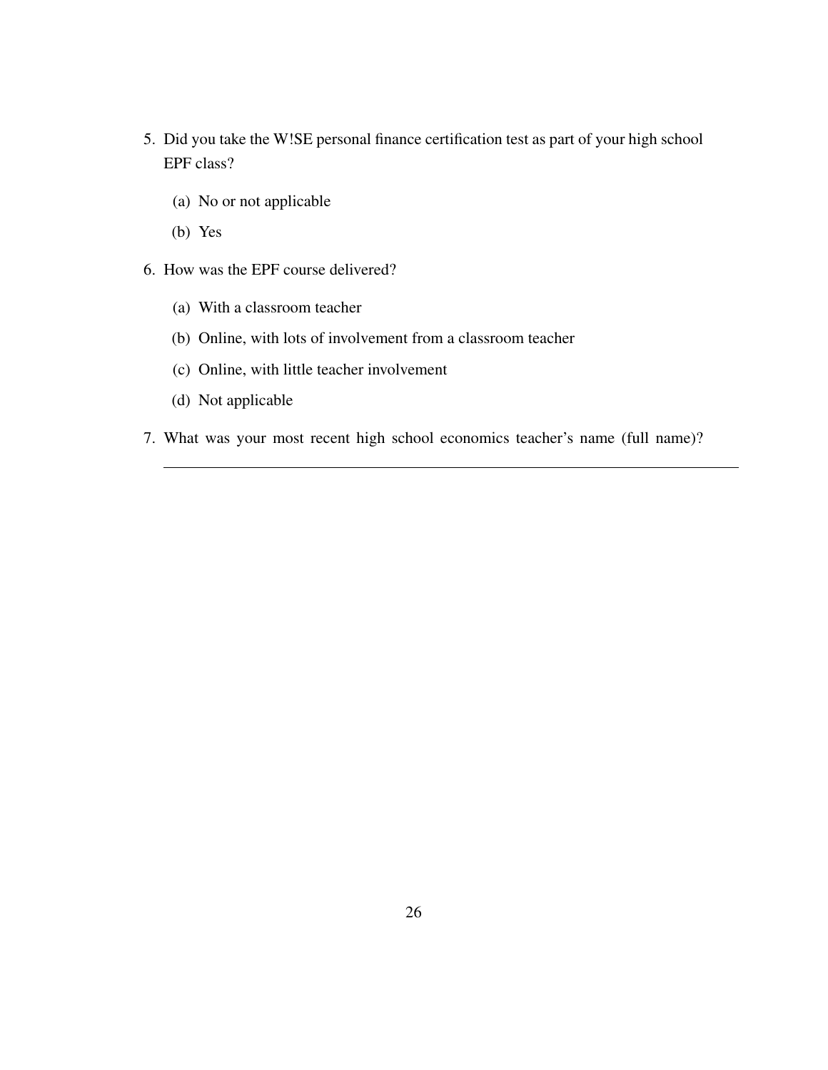5. Did you take the W!SE personal finance certification test as part of your high school EPF class?

   (a) No or not applicable

   (b) Yes

6. How was the EPF course delivered?

   (a) With a classroom teacher

   (b) Online, with lots of involvement from a classroom teacher

   (c) Online, with little teacher involvement

   (d) Not applicable

7. What was your most recent high school economics teacher's name (full name)?

   ______________________________________________________________